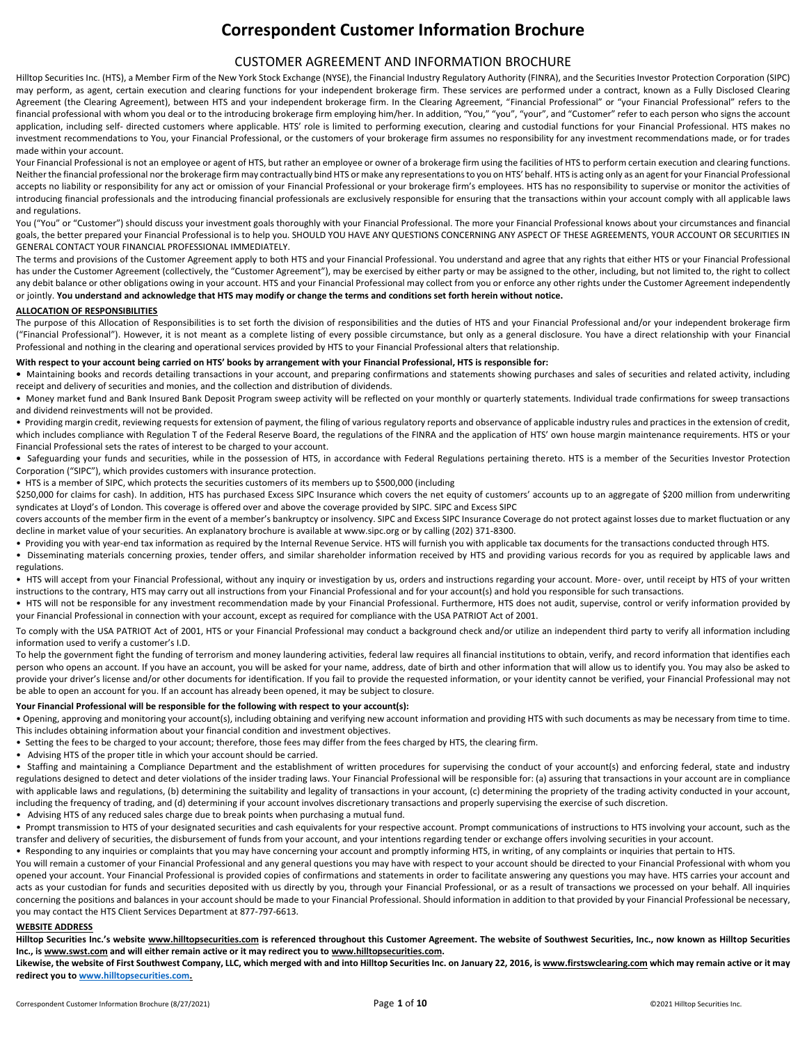# Correspondent Customer Information Brochure

## CUSTOMER AGREEMENT AND INFORMATION BROCHURE

Hilltop Securities Inc. (HTS), a Member Firm of the New York Stock Exchange (NYSE), the Financial Industry Regulatory Authority (FINRA), and the Securities Investor Protection Corporation (SIPC) may perform, as agent, certain execution and clearing functions for your independent brokerage firm. These services are performed under a contract, known as a Fully Disclosed Clearing Agreement (the Clearing Agreement), between HTS and your independent brokerage firm. In the Clearing Agreement, "Financial Professional" or "your Financial Professional" refers to the financial professional with whom you deal or to the introducing brokerage firm employing him/her. In addition, "You," "you", "your", and "Customer" refer to each person who signs the account application, including self- directed customers where applicable. HTS' role is limited to performing execution, clearing and custodial functions for your Financial Professional. HTS makes no investment recommendations to You, your Financial Professional, or the customers of your brokerage firm assumes no responsibility for any investment recommendations made, or for trades made within your account.

Your Financial Professional is not an employee or agent of HTS, but rather an employee or owner of a brokerage firm using the facilities of HTS to perform certain execution and clearing functions. Neither the financial professional nor the brokerage firm may contractually bind HTS or make any representations to you on HTS' behalf. HTS is acting only as an agent for your Financial Professional accepts no liability or responsibility for any act or omission of your Financial Professional or your brokerage firm's employees. HTS has no responsibility to supervise or monitor the activities of introducing financial professionals and the introducing financial professionals are exclusively responsible for ensuring that the transactions within your account comply with all applicable laws and regulations.

You ("You" or "Customer") should discuss your investment goals thoroughly with your Financial Professional. The more your Financial Professional knows about your circumstances and financial goals, the better prepared your Financial Professional is to help you. SHOULD YOU HAVE ANY QUESTIONS CONCERNING ANY ASPECT OF THESE AGREEMENTS, YOUR ACCOUNT OR SECURITIES IN GENERAL CONTACT YOUR FINANCIAL PROFESSIONAL IMMEDIATELY.

The terms and provisions of the Customer Agreement apply to both HTS and your Financial Professional. You understand and agree that any rights that either HTS or your Financial Professional has under the Customer Agreement (collectively, the "Customer Agreement"), may be exercised by either party or may be assigned to the other, including, but not limited to, the right to collect any debit balance or other obligations owing in your account. HTS and your Financial Professional may collect from you or enforce any other rights under the Customer Agreement independently or jointly. **You understand and acknowledge that HTS may modify or change the terms and conditions set forth herein without notice.**

### ALLOCATION OF RESPONSIBILITIES

The purpose of this Allocation of Responsibilities is to set forth the division of responsibilities and the duties of HTS and your Financial Professional and/or your independent brokerage firm ("Financial Professional"). However, it is not meant as a complete listing of every possible circumstance, but only as a general disclosure. You have a direct relationship with your Financial Professional and nothing in the clearing and operational services provided by HTS to your Financial Professional alters that relationship.

**With respect to your account being carried on HTS' books by arrangement with your Financial Professional, HTS is responsible for:**

- Maintaining books and records detailing transactions in your account, and preparing confirmations and statements showing purchases and sales of securities and related activity, including receipt and delivery of securities and monies, and the collection and distribution of dividends.
- Money market fund and Bank Insured Bank Deposit Program sweep activity will be reflected on your monthly or quarterly statements. Individual trade confirmations for sweep transactions and dividend reinvestments will not be provided.
- Providing margin credit, reviewing requests for extension of payment, the filing of various regulatory reports and observance of applicable industry rules and practices in the extension of credit, which includes compliance with Regulation T of the Federal Reserve Board, the regulations of the FINRA and the application of HTS' own house margin maintenance requirements. HTS or your Financial Professional sets the rates of interest to be charged to your account.
- Safeguarding your funds and securities, while in the possession of HTS, in accordance with Federal Regulations pertaining thereto. HTS is a member of the Securities Investor Protection Corporation ("SIPC"), which provides customers with insurance protection.
- HTS is a member of SIPC, which protects the securities customers of its members up to $500,000 (including $250,000 for claims for cash). In addition, HTS has purchased Excess SIPC Insurance which covers the net equity of customers' accounts up to an aggregate of $200 million from underwriting syndicates at Lloyd's of London. This coverage is offered over and above the coverage provided by SIPC. SIPC and Excess SIPC covers accounts of the member firm in the event of a member's bankruptcy or insolvency. SIPC and Excess SIPC Insurance Coverage do not protect against losses due to market fluctuation or any decline in market value of your securities. An explanatory brochure is available at www.sipc.org or by calling (202) 371-8300.
- Providing you with year-end tax information as required by the Internal Revenue Service. HTS will furnish you with applicable tax documents for the transactions conducted through HTS.
- Disseminating materials concerning proxies, tender offers, and similar shareholder information received by HTS and providing various records for you as required by applicable laws and regulations.
- HTS will accept from your Financial Professional, without any inquiry or investigation by us, orders and instructions regarding your account. More- over, until receipt by HTS of your written instructions to the contrary, HTS may carry out all instructions from your Financial Professional and for your account(s) and hold you responsible for such transactions.
- HTS will not be responsible for any investment recommendation made by your Financial Professional. Furthermore, HTS does not audit, supervise, control or verify information provided by your Financial Professional in connection with your account, except as required for compliance with the USA PATRIOT Act of 2001.

To comply with the USA PATRIOT Act of 2001, HTS or your Financial Professional may conduct a background check and/or utilize an independent third party to verify all information including information used to verify a customer's I.D.

To help the government fight the funding of terrorism and money laundering activities, federal law requires all financial institutions to obtain, verify, and record information that identifies each person who opens an account. If you have an account, you will be asked for your name, address, date of birth and other information that will allow us to identify you. You may also be asked to provide your driver's license and/or other documents for identification. If you fail to provide the requested information, or your identity cannot be verified, your Financial Professional may not be able to open an account for you. If an account has already been opened, it may be subject to closure.

**Your Financial Professional will be responsible for the following with respect to your account(s):**

- Opening, approving and monitoring your account(s), including obtaining and verifying new account information and providing HTS with such documents as may be necessary from time to time. This includes obtaining information about your financial condition and investment objectives.
- Setting the fees to be charged to your account; therefore, those fees may differ from the fees charged by HTS, the clearing firm.
- Advising HTS of the proper title in which your account should be carried.
- Staffing and maintaining a Compliance Department and the establishment of written procedures for supervising the conduct of your account(s) and enforcing federal, state and industry regulations designed to detect and deter violations of the insider trading laws. Your Financial Professional will be responsible for: (a) assuring that transactions in your account are in compliance with applicable laws and regulations, (b) determining the suitability and legality of transactions in your account, (c) determining the propriety of the trading activity conducted in your account, including the frequency of trading, and (d) determining if your account involves discretionary transactions and properly supervising the exercise of such discretion.
- Advising HTS of any reduced sales charge due to break points when purchasing a mutual fund.
- Prompt transmission to HTS of your designated securities and cash equivalents for your respective account. Prompt communications of instructions to HTS involving your account, such as the transfer and delivery of securities, the disbursement of funds from your account, and your intentions regarding tender or exchange offers involving securities in your account.
- Responding to any inquiries or complaints that you may have concerning your account and promptly informing HTS, in writing, of any complaints or inquiries that pertain to HTS.

You will remain a customer of your Financial Professional and any general questions you may have with respect to your account should be directed to your Financial Professional with whom you opened your account. Your Financial Professional is provided copies of confirmations and statements in order to facilitate answering any questions you may have. HTS carries your account and acts as your custodian for funds and securities deposited with us directly by you, through your Financial Professional, or as a result of transactions we processed on your behalf. All inquiries concerning the positions and balances in your account should be made to your Financial Professional. Should information in addition to that provided by your Financial Professional be necessary, you may contact the HTS Client Services Department at 877-797-6613.

### WEBSITE ADDRESS

**Hilltop Securities Inc.'s website www.hilltopsecurities.com is referenced throughout this Customer Agreement. The website of Southwest Securities, Inc., now known as Hilltop Securities Inc., is www.swst.com and will either remain active or it may redirect you to www.hilltopsecurities.com.**

**Likewise, the website of First Southwest Company, LLC, which merged with and into Hilltop Securities Inc. on January 22, 2016, is www.firstswclearing.com which may remain active or it may redirect you to www.hilltopsecurities.com.**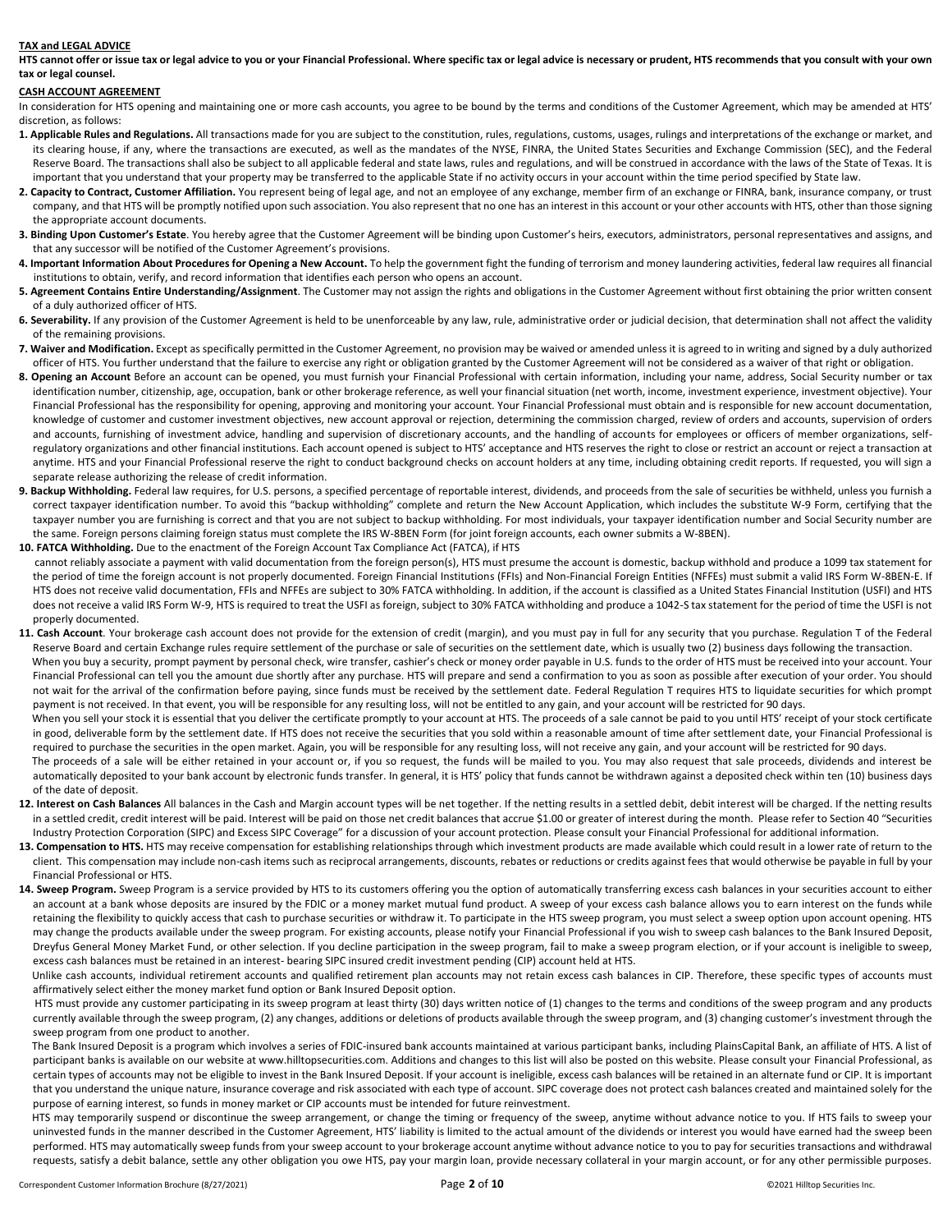**TAX and LEGAL ADVICE**

**HTS cannot offer or issue tax or legal advice to you or your Financial Professional. Where specific tax or legal advice is necessary or prudent, HTS recommends that you consult with your own tax or legal counsel.**

**CASH ACCOUNT AGREEMENT**

In consideration for HTS opening and maintaining one or more cash accounts, you agree to be bound by the terms and conditions of the Customer Agreement, which may be amended at HTS' discretion, as follows:

1. **Applicable Rules and Regulations.** All transactions made for you are subject to the constitution, rules, regulations, customs, usages, rulings and interpretations of the exchange or market, and its clearing house, if any, where the transactions are executed, as well as the mandates of the NYSE, FINRA, the United States Securities and Exchange Commission (SEC), and the Federal Reserve Board. The transactions shall also be subject to all applicable federal and state laws, rules and regulations, and will be construed in accordance with the laws of the State of Texas. It is important that you understand that your property may be transferred to the applicable State if no activity occurs in your account within the time period specified by State law.
2. **Capacity to Contract, Customer Affiliation.** You represent being of legal age, and not an employee of any exchange, member firm of an exchange or FINRA, bank, insurance company, or trust company, and that HTS will be promptly notified upon such association. You also represent that no one has an interest in this account or your other accounts with HTS, other than those signing the appropriate account documents.
3. **Binding Upon Customer's Estate**. You hereby agree that the Customer Agreement will be binding upon Customer's heirs, executors, administrators, personal representatives and assigns, and that any successor will be notified of the Customer Agreement's provisions.
4. **Important Information About Procedures for Opening a New Account.** To help the government fight the funding of terrorism and money laundering activities, federal law requires all financial institutions to obtain, verify, and record information that identifies each person who opens an account.
5. **Agreement Contains Entire Understanding/Assignment**. The Customer may not assign the rights and obligations in the Customer Agreement without first obtaining the prior written consent of a duly authorized officer of HTS.
6. **Severability.** If any provision of the Customer Agreement is held to be unenforceable by any law, rule, administrative order or judicial decision, that determination shall not affect the validity of the remaining provisions.
7. **Waiver and Modification.** Except as specifically permitted in the Customer Agreement, no provision may be waived or amended unless it is agreed to in writing and signed by a duly authorized officer of HTS. You further understand that the failure to exercise any right or obligation granted by the Customer Agreement will not be considered as a waiver of that right or obligation.
8. **Opening an Account** Before an account can be opened, you must furnish your Financial Professional with certain information, including your name, address, Social Security number or tax identification number, citizenship, age, occupation, bank or other brokerage reference, as well your financial situation (net worth, income, investment experience, investment objective). Your Financial Professional has the responsibility for opening, approving and monitoring your account. Your Financial Professional must obtain and is responsible for new account documentation, knowledge of customer and customer investment objectives, new account approval or rejection, determining the commission charged, review of orders and accounts, supervision of orders and accounts, furnishing of investment advice, handling and supervision of discretionary accounts, and the handling of accounts for employees or officers of member organizations, self-regulatory organizations and other financial institutions. Each account opened is subject to HTS' acceptance and HTS reserves the right to close or restrict an account or reject a transaction at anytime. HTS and your Financial Professional reserve the right to conduct background checks on account holders at any time, including obtaining credit reports. If requested, you will sign a separate release authorizing the release of credit information.
9. **Backup Withholding.** Federal law requires, for U.S. persons, a specified percentage of reportable interest, dividends, and proceeds from the sale of securities be withheld, unless you furnish a correct taxpayer identification number. To avoid this "backup withholding" complete and return the New Account Application, which includes the substitute W-9 Form, certifying that the taxpayer number you are furnishing is correct and that you are not subject to backup withholding. For most individuals, your taxpayer identification number and Social Security number are the same. Foreign persons claiming foreign status must complete the IRS W-8BEN Form (for joint foreign accounts, each owner submits a W-8BEN).
10. **FATCA Withholding.** Due to the enactment of the Foreign Account Tax Compliance Act (FATCA), if HTS cannot reliably associate a payment with valid documentation from the foreign person(s), HTS must presume the account is domestic, backup withhold and produce a 1099 tax statement for the period of time the foreign account is not properly documented. Foreign Financial Institutions (FFIs) and Non-Financial Foreign Entities (NFFEs) must submit a valid IRS Form W-8BEN-E. If HTS does not receive valid documentation, FFIs and NFFEs are subject to 30% FATCA withholding. In addition, if the account is classified as a United States Financial Institution (USFI) and HTS does not receive a valid IRS Form W-9, HTS is required to treat the USFI as foreign, subject to 30% FATCA withholding and produce a 1042-S tax statement for the period of time the USFI is not properly documented.
11. **Cash Account**. Your brokerage cash account does not provide for the extension of credit (margin), and you must pay in full for any security that you purchase. Regulation T of the Federal Reserve Board and certain Exchange rules require settlement of the purchase or sale of securities on the settlement date, which is usually two (2) business days following the transaction.

    When you buy a security, prompt payment by personal check, wire transfer, cashier's check or money order payable in U.S. funds to the order of HTS must be received into your account. Your Financial Professional can tell you the amount due shortly after any purchase. HTS will prepare and send a confirmation to you as soon as possible after execution of your order. You should not wait for the arrival of the confirmation before paying, since funds must be received by the settlement date. Federal Regulation T requires HTS to liquidate securities for which prompt payment is not received. In that event, you will be responsible for any resulting loss, will not be entitled to any gain, and your account will be restricted for 90 days.

    When you sell your stock it is essential that you deliver the certificate promptly to your account at HTS. The proceeds of a sale cannot be paid to you until HTS' receipt of your stock certificate in good, deliverable form by the settlement date. If HTS does not receive the securities that you sold within a reasonable amount of time after settlement date, your Financial Professional is required to purchase the securities in the open market. Again, you will be responsible for any resulting loss, will not receive any gain, and your account will be restricted for 90 days.

    The proceeds of a sale will be either retained in your account or, if you so request, the funds will be mailed to you. You may also request that sale proceeds, dividends and interest be automatically deposited to your bank account by electronic funds transfer. In general, it is HTS' policy that funds cannot be withdrawn against a deposited check within ten (10) business days of the date of deposit.
12. **Interest on Cash Balances** All balances in the Cash and Margin account types will be net together. If the netting results in a settled debit, debit interest will be charged. If the netting results in a settled credit, credit interest will be paid. Interest will be paid on those net credit balances that accrue $1.00 or greater of interest during the month. Please refer to Section 40 "Securities Industry Protection Corporation (SIPC) and Excess SIPC Coverage" for a discussion of your account protection. Please consult your Financial Professional for additional information.
13. **Compensation to HTS.** HTS may receive compensation for establishing relationships through which investment products are made available which could result in a lower rate of return to the client. This compensation may include non-cash items such as reciprocal arrangements, discounts, rebates or reductions or credits against fees that would otherwise be payable in full by your Financial Professional or HTS.
14. **Sweep Program.** Sweep Program is a service provided by HTS to its customers offering you the option of automatically transferring excess cash balances in your securities account to either an account at a bank whose deposits are insured by the FDIC or a money market mutual fund product. A sweep of your excess cash balance allows you to earn interest on the funds while retaining the flexibility to quickly access that cash to purchase securities or withdraw it. To participate in the HTS sweep program, you must select a sweep option upon account opening. HTS may change the products available under the sweep program. For existing accounts, please notify your Financial Professional if you wish to sweep cash balances to the Bank Insured Deposit, Dreyfus General Money Market Fund, or other selection. If you decline participation in the sweep program, fail to make a sweep program election, or if your account is ineligible to sweep, excess cash balances must be retained in an interest- bearing SIPC insured credit investment pending (CIP) account held at HTS.

    Unlike cash accounts, individual retirement accounts and qualified retirement plan accounts may not retain excess cash balances in CIP. Therefore, these specific types of accounts must affirmatively select either the money market fund option or Bank Insured Deposit option.

    HTS must provide any customer participating in its sweep program at least thirty (30) days written notice of (1) changes to the terms and conditions of the sweep program and any products currently available through the sweep program, (2) any changes, additions or deletions of products available through the sweep program, and (3) changing customer's investment through the sweep program from one product to another.

    The Bank Insured Deposit is a program which involves a series of FDIC-insured bank accounts maintained at various participant banks, including PlainsCapital Bank, an affiliate of HTS. A list of participant banks is available on our website at www.hilltopsecurities.com. Additions and changes to this list will also be posted on this website. Please consult your Financial Professional, as certain types of accounts may not be eligible to invest in the Bank Insured Deposit. If your account is ineligible, excess cash balances will be retained in an alternate fund or CIP. It is important that you understand the unique nature, insurance coverage and risk associated with each type of account. SIPC coverage does not protect cash balances created and maintained solely for the purpose of earning interest, so funds in money market or CIP accounts must be intended for future reinvestment.

    HTS may temporarily suspend or discontinue the sweep arrangement, or change the timing or frequency of the sweep, anytime without advance notice to you. If HTS fails to sweep your uninvested funds in the manner described in the Customer Agreement, HTS' liability is limited to the actual amount of the dividends or interest you would have earned had the sweep been performed. HTS may automatically sweep funds from your sweep account to your brokerage account anytime without advance notice to you to pay for securities transactions and withdrawal requests, satisfy a debit balance, settle any other obligation you owe HTS, pay your margin loan, provide necessary collateral in your margin account, or for any other permissible purposes.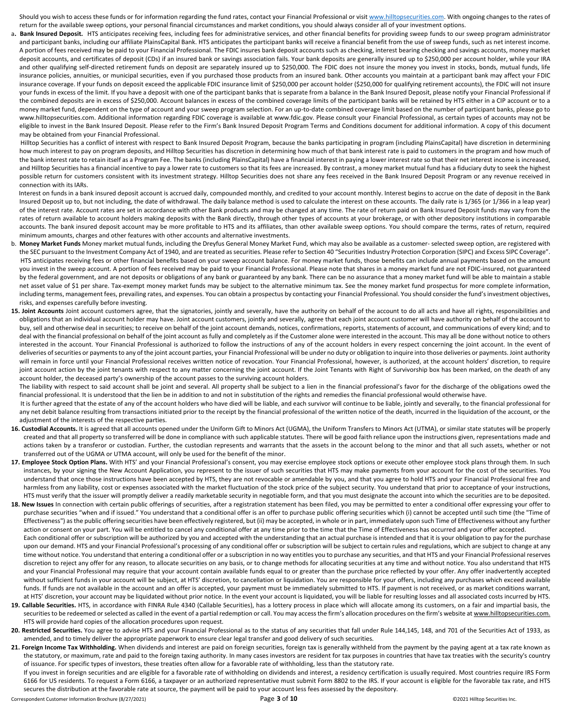Should you wish to access these funds or for information regarding the fund rates, contact your Financial Professional or visit www.hilltopsecurities.com. With ongoing changes to the rates of return for the available sweep options, your personal financial circumstances and market conditions, you should always consider all of your investment options.

a. **Bank Insured Deposit.** HTS anticipates receiving fees, including fees for administrative services, and other financial benefits for providing sweep funds to our sweep program administrator and participant banks, including our affiliate PlainsCapital Bank. HTS anticipates the participant banks will receive a financial benefit from the use of sweep funds, such as net interest income. A portion of fees received may be paid to your Financial Professional. The FDIC insures bank deposit accounts such as checking, interest bearing checking and savings accounts, money market deposit accounts, and certificates of deposit (CDs) if an insured bank or savings association fails. Your bank deposits are generally insured up to $250,000 per account holder, while your IRA and other qualifying self-directed retirement funds on deposit are separately insured up to $250,000. The FDIC does not insure the money you invest in stocks, bonds, mutual funds, life insurance policies, annuities, or municipal securities, even if you purchased those products from an insured bank. Other accounts you maintain at a participant bank may affect your FDIC insurance coverage. If your funds on deposit exceed the applicable FDIC insurance limit of $250,000 per account holder ($250,000 for qualifying retirement accounts), the FDIC will not insure your funds in excess of the limit. If you have a deposit with one of the participant banks that is separate from a balance in the Bank Insured Deposit, please notify your Financial Professional if the combined deposits are in excess of $250,000. Account balances in excess of the combined coverage limits of the participant banks will be retained by HTS either in a CIP account or to a money market fund, dependent on the type of account and your sweep program selection. For an up-to-date combined coverage limit based on the number of participant banks, please go to www.hilltopsecurities.com. Additional information regarding FDIC coverage is available at www.fdic.gov. Please consult your Financial Professional, as certain types of accounts may not be eligible to invest in the Bank Insured Deposit. Please refer to the Firm's Bank Insured Deposit Program Terms and Conditions document for additional information. A copy of this document may be obtained from your Financial Professional.

Hilltop Securities has a conflict of interest with respect to Bank Insured Deposit Program, because the banks participating in program (including PlainsCapital) have discretion in determining how much interest to pay on program deposits, and Hilltop Securities has discretion in determining how much of that bank interest rate is paid to customers in the program and how much of the bank interest rate to retain itself as a Program Fee. The banks (including PlainsCapital) have a financial interest in paying a lower interest rate so that their net interest income is increased, and Hilltop Securities has a financial incentive to pay a lower rate to customers so that its fees are increased. By contrast, a money market mutual fund has a fiduciary duty to seek the highest possible return for customers consistent with its investment strategy. Hilltop Securities does not share any fees received in the Bank Insured Deposit Program or any revenue received in connection with its IARs.

Interest on funds in a bank insured deposit account is accrued daily, compounded monthly, and credited to your account monthly. Interest begins to accrue on the date of deposit in the Bank Insured Deposit up to, but not including, the date of withdrawal. The daily balance method is used to calculate the interest on these accounts. The daily rate is 1/365 (or 1/366 in a leap year) of the interest rate. Account rates are set in accordance with other Bank products and may be changed at any time. The rate of return paid on Bank Insured Deposit funds may vary from the rates of return available to account holders making deposits with the Bank directly, through other types of accounts at your brokerage, or with other depository institutions in comparable accounts. The bank insured deposit account may be more profitable to HTS and its affiliates, than other available sweep options. You should compare the terms, rates of return, required minimum amounts, charges and other features with other accounts and alternative investments.

b. **Money Market Funds** Money market mutual funds, including the Dreyfus General Money Market Fund, which may also be available as a customer- selected sweep option, are registered with the SEC pursuant to the Investment Company Act of 1940, and are treated as securities. Please refer to Section 40 "Securities Industry Protection Corporation (SIPC) and Excess SIPC Coverage". HTS anticipates receiving fees or other financial benefits based on your sweep account balance. For money market funds, those benefits can include annual payments based on the amount you invest in the sweep account. A portion of fees received may be paid to your Financial Professional. Please note that shares in a money market fund are not FDIC-insured, not guaranteed by the federal government, and are not deposits or obligations of any bank or guaranteed by any bank. There can be no assurance that a money market fund will be able to maintain a stable net asset value of $1 per share. Tax-exempt money market funds may be subject to the alternative minimum tax. See the money market fund prospectus for more complete information, including terms, management fees, prevailing rates, and expenses. You can obtain a prospectus by contacting your Financial Professional. You should consider the fund's investment objectives, risks, and expenses carefully before investing.

**15. Joint Accounts** Joint account customers agree, that the signatories, jointly and severally, have the authority on behalf of the account to do all acts and have all rights, responsibilities and obligations that an individual account holder may have. Joint account customers, jointly and severally, agree that each joint account customer will have authority on behalf of the account to buy, sell and otherwise deal in securities; to receive on behalf of the joint account demands, notices, confirmations, reports, statements of account, and communications of every kind; and to deal with the financial professional on behalf of the joint account as fully and completely as if the Customer alone were interested in the account. This may all be done without notice to others interested in the account. Your Financial Professional is authorized to follow the instructions of any of the account holders in every respect concerning the joint account. In the event of deliveries of securities or payments to any of the joint account parties, your Financial Professional will be under no duty or obligation to inquire into those deliveries or payments. Joint authority will remain in force until your Financial Professional receives written notice of revocation. Your Financial Professional, however, is authorized, at the account holders' discretion, to require joint account action by the joint tenants with respect to any matter concerning the joint account. If the Joint Tenants with Right of Survivorship box has been marked, on the death of any account holder, the deceased party's ownership of the account passes to the surviving account holders.

The liability with respect to said account shall be joint and several. All property shall be subject to a lien in the financial professional's favor for the discharge of the obligations owed the financial professional. It is understood that the lien be in addition to and not in substitution of the rights and remedies the financial professional would otherwise have.

It is further agreed that the estate of any of the account holders who have died will be liable, and each survivor will continue to be liable, jointly and severally, to the financial professional for any net debit balance resulting from transactions initiated prior to the receipt by the financial professional of the written notice of the death, incurred in the liquidation of the account, or the adjustment of the interests of the respective parties.

**16. Custodial Accounts.** It is agreed that all accounts opened under the Uniform Gift to Minors Act (UGMA), the Uniform Transfers to Minors Act (UTMA), or similar state statutes will be properly created and that all property so transferred will be done in compliance with such applicable statutes. There will be good faith reliance upon the instructions given, representations made and actions taken by a transferor or custodian. Further, the custodian represents and warrants that the assets in the account belong to the minor and that all such assets, whether or not transferred out of the UGMA or UTMA account, will only be used for the benefit of the minor.

**17. Employee Stock Option Plans.** With HTS' and your Financial Professional's consent, you may exercise employee stock options or execute other employee stock plans through them. In such instances, by your signing the New Account Application, you represent to the issuer of such securities that HTS may make payments from your account for the cost of the securities. You understand that once those instructions have been accepted by HTS, they are not revocable or amendable by you, and that you agree to hold HTS and your Financial Professional free and harmless from any liability, cost or expenses associated with the market fluctuation of the stock price of the subject security. You understand that prior to acceptance of your instructions, HTS must verify that the issuer will promptly deliver a readily marketable security in negotiable form, and that you must designate the account into which the securities are to be deposited.

**18. New Issues** In connection with certain public offerings of securities, after a registration statement has been filed, you may be permitted to enter a conditional offer expressing your offer to purchase securities "when and if issued." You understand that a conditional offer is an offer to purchase public offering securities which (i) cannot be accepted until such time (the "Time of Effectiveness") as the public offering securities have been effectively registered, but (ii) may be accepted, in whole or in part, immediately upon such Time of Effectiveness without any further action or consent on your part. You will be entitled to cancel any conditional offer at any time prior to the time that the Time of Effectiveness has occurred and your offer accepted.

Each conditional offer or subscription will be authorized by you and accepted with the understanding that an actual purchase is intended and that it is your obligation to pay for the purchase upon our demand. HTS and your Financial Professional's processing of any conditional offer or subscription will be subject to certain rules and regulations, which are subject to change at any time without notice. You understand that entering a conditional offer or a subscription in no way entitles you to purchase any securities, and that HTS and your Financial Professional reserves discretion to reject any offer for any reason, to allocate securities on any basis, or to change methods for allocating securities at any time and without notice. You also understand that HTS and your Financial Professional may require that your account contain available funds equal to or greater than the purchase price reflected by your offer. Any offer inadvertently accepted without sufficient funds in your account will be subject, at HTS' discretion, to cancellation or liquidation. You are responsible for your offers, including any purchases which exceed available funds. If funds are not available in the account and an offer is accepted, your payment must be immediately submitted to HTS. If payment is not received, or as market conditions warrant, at HTS' discretion, your account may be liquidated without prior notice. In the event your account is liquidated, you will be liable for resulting losses and all associated costs incurred by HTS.

**19. Callable Securities.** HTS, in accordance with FINRA Rule 4340 (Callable Securities), has a lottery process in place which will allocate among its customers, on a fair and impartial basis, the securities to be redeemed or selected as called in the event of a partial redemption or call. You may access the firm's allocation procedures on the firm's website at www.hilltopsecurities.com. HTS will provide hard copies of the allocation procedures upon request.

**20. Restricted Securities.** You agree to advise HTS and your Financial Professional as to the status of any securities that fall under Rule 144,145, 148, and 701 of the Securities Act of 1933, as amended, and to timely deliver the appropriate paperwork to ensure clear legal transfer and good delivery of such securities.

**21. Foreign Income Tax Withholding.** When dividends and interest are paid on foreign securities, foreign tax is generally withheld from the payment by the paying agent at a tax rate known as the statutory, or maximum, rate and paid to the foreign taxing authority. In many cases investors are resident for tax purposes in countries that have tax treaties with the security's country of issuance. For specific types of investors, these treaties often allow for a favorable rate of withholding, less than the statutory rate.

If you invest in foreign securities and are eligible for a favorable rate of withholding on dividends and interest, a residency certification is usually required. Most countries require IRS Form 6166 for US residents. To request a Form 6166, a taxpayer or an authorized representative must submit Form 8802 to the IRS. If your account is eligible for the favorable tax rate, and HTS secures the distribution at the favorable rate at source, the payment will be paid to your account less fees assessed by the depository.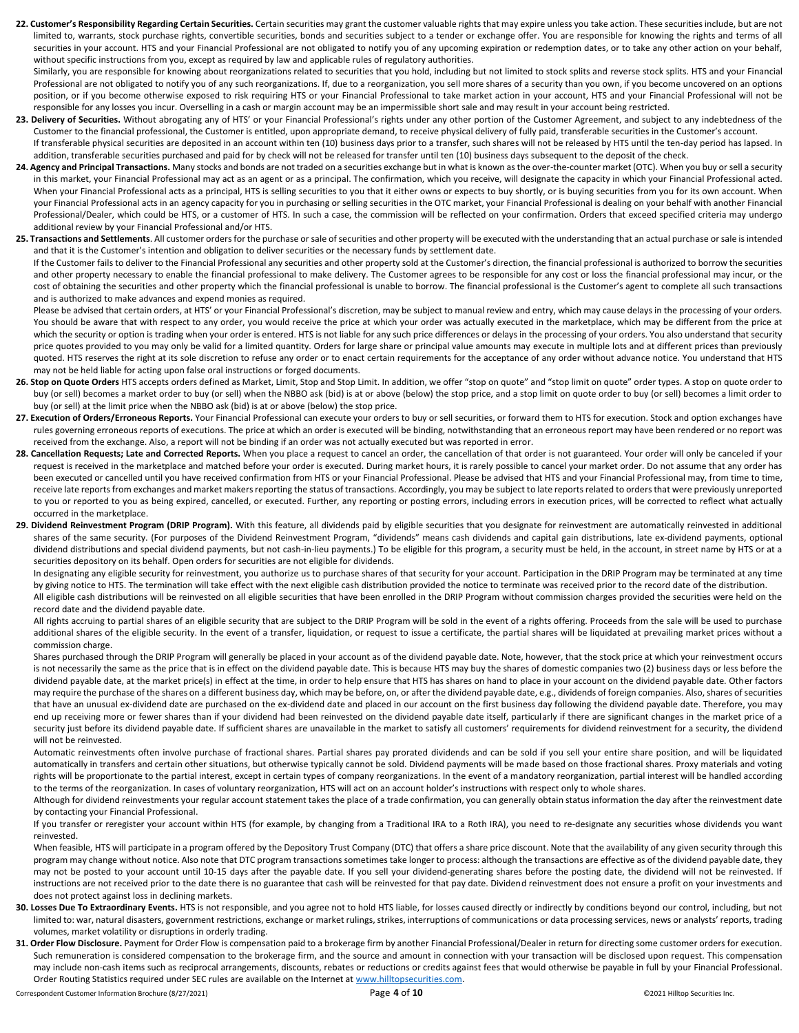**22. Customer's Responsibility Regarding Certain Securities.** Certain securities may grant the customer valuable rights that may expire unless you take action. These securities include, but are not limited to, warrants, stock purchase rights, convertible securities, bonds and securities subject to a tender or exchange offer. You are responsible for knowing the rights and terms of all securities in your account. HTS and your Financial Professional are not obligated to notify you of any upcoming expiration or redemption dates, or to take any other action on your behalf, without specific instructions from you, except as required by law and applicable rules of regulatory authorities.

Similarly, you are responsible for knowing about reorganizations related to securities that you hold, including but not limited to stock splits and reverse stock splits. HTS and your Financial Professional are not obligated to notify you of any such reorganizations. If, due to a reorganization, you sell more shares of a security than you own, if you become uncovered on an options position, or if you become otherwise exposed to risk requiring HTS or your Financial Professional to take market action in your account, HTS and your Financial Professional will not be responsible for any losses you incur. Overselling in a cash or margin account may be an impermissible short sale and may result in your account being restricted.

**23. Delivery of Securities.** Without abrogating any of HTS' or your Financial Professional's rights under any other portion of the Customer Agreement, and subject to any indebtedness of the Customer to the financial professional, the Customer is entitled, upon appropriate demand, to receive physical delivery of fully paid, transferable securities in the Customer's account.

If transferable physical securities are deposited in an account within ten (10) business days prior to a transfer, such shares will not be released by HTS until the ten-day period has lapsed. In addition, transferable securities purchased and paid for by check will not be released for transfer until ten (10) business days subsequent to the deposit of the check.

**24. Agency and Principal Transactions.** Many stocks and bonds are not traded on a securities exchange but in what is known as the over-the-counter market (OTC). When you buy or sell a security in this market, your Financial Professional may act as an agent or as a principal. The confirmation, which you receive, will designate the capacity in which your Financial Professional acted. When your Financial Professional acts as a principal, HTS is selling securities to you that it either owns or expects to buy shortly, or is buying securities from you for its own account. When your Financial Professional acts in an agency capacity for you in purchasing or selling securities in the OTC market, your Financial Professional is dealing on your behalf with another Financial Professional/Dealer, which could be HTS, or a customer of HTS. In such a case, the commission will be reflected on your confirmation. Orders that exceed specified criteria may undergo additional review by your Financial Professional and/or HTS.

**25. Transactions and Settlements**. All customer orders for the purchase or sale of securities and other property will be executed with the understanding that an actual purchase or sale is intended and that it is the Customer's intention and obligation to deliver securities or the necessary funds by settlement date.

If the Customer fails to deliver to the Financial Professional any securities and other property sold at the Customer's direction, the financial professional is authorized to borrow the securities and other property necessary to enable the financial professional to make delivery. The Customer agrees to be responsible for any cost or loss the financial professional may incur, or the cost of obtaining the securities and other property which the financial professional is unable to borrow. The financial professional is the Customer's agent to complete all such transactions and is authorized to make advances and expend monies as required.

Please be advised that certain orders, at HTS' or your Financial Professional's discretion, may be subject to manual review and entry, which may cause delays in the processing of your orders. You should be aware that with respect to any order, you would receive the price at which your order was actually executed in the marketplace, which may be different from the price at which the security or option is trading when your order is entered. HTS is not liable for any such price differences or delays in the processing of your orders. You also understand that security price quotes provided to you may only be valid for a limited quantity. Orders for large share or principal value amounts may execute in multiple lots and at different prices than previously quoted. HTS reserves the right at its sole discretion to refuse any order or to enact certain requirements for the acceptance of any order without advance notice. You understand that HTS may not be held liable for acting upon false oral instructions or forged documents.

**26. Stop on Quote Orders** HTS accepts orders defined as Market, Limit, Stop and Stop Limit. In addition, we offer "stop on quote" and "stop limit on quote" order types. A stop on quote order to buy (or sell) becomes a market order to buy (or sell) when the NBBO ask (bid) is at or above (below) the stop price, and a stop limit on quote order to buy (or sell) becomes a limit order to buy (or sell) at the limit price when the NBBO ask (bid) is at or above (below) the stop price.

**27. Execution of Orders/Erroneous Reports.** Your Financial Professional can execute your orders to buy or sell securities, or forward them to HTS for execution. Stock and option exchanges have rules governing erroneous reports of executions. The price at which an order is executed will be binding, notwithstanding that an erroneous report may have been rendered or no report was received from the exchange. Also, a report will not be binding if an order was not actually executed but was reported in error.

**28. Cancellation Requests; Late and Corrected Reports.** When you place a request to cancel an order, the cancellation of that order is not guaranteed. Your order will only be canceled if your request is received in the marketplace and matched before your order is executed. During market hours, it is rarely possible to cancel your market order. Do not assume that any order has been executed or cancelled until you have received confirmation from HTS or your Financial Professional. Please be advised that HTS and your Financial Professional may, from time to time, receive late reports from exchanges and market makers reporting the status of transactions. Accordingly, you may be subject to late reports related to orders that were previously unreported to you or reported to you as being expired, cancelled, or executed. Further, any reporting or posting errors, including errors in execution prices, will be corrected to reflect what actually occurred in the marketplace.

**29. Dividend Reinvestment Program (DRIP Program).** With this feature, all dividends paid by eligible securities that you designate for reinvestment are automatically reinvested in additional shares of the same security. (For purposes of the Dividend Reinvestment Program, "dividends" means cash dividends and capital gain distributions, late ex-dividend payments, optional dividend distributions and special dividend payments, but not cash-in-lieu payments.) To be eligible for this program, a security must be held, in the account, in street name by HTS or at a securities depository on its behalf. Open orders for securities are not eligible for dividends.

In designating any eligible security for reinvestment, you authorize us to purchase shares of that security for your account. Participation in the DRIP Program may be terminated at any time by giving notice to HTS. The termination will take effect with the next eligible cash distribution provided the notice to terminate was received prior to the record date of the distribution.

All eligible cash distributions will be reinvested on all eligible securities that have been enrolled in the DRIP Program without commission charges provided the securities were held on the record date and the dividend payable date.

All rights accruing to partial shares of an eligible security that are subject to the DRIP Program will be sold in the event of a rights offering. Proceeds from the sale will be used to purchase additional shares of the eligible security. In the event of a transfer, liquidation, or request to issue a certificate, the partial shares will be liquidated at prevailing market prices without a commission charge.

Shares purchased through the DRIP Program will generally be placed in your account as of the dividend payable date. Note, however, that the stock price at which your reinvestment occurs is not necessarily the same as the price that is in effect on the dividend payable date. This is because HTS may buy the shares of domestic companies two (2) business days or less before the dividend payable date, at the market price(s) in effect at the time, in order to help ensure that HTS has shares on hand to place in your account on the dividend payable date. Other factors may require the purchase of the shares on a different business day, which may be before, on, or after the dividend payable date, e.g., dividends of foreign companies. Also, shares of securities that have an unusual ex-dividend date are purchased on the ex-dividend date and placed in our account on the first business day following the dividend payable date. Therefore, you may end up receiving more or fewer shares than if your dividend had been reinvested on the dividend payable date itself, particularly if there are significant changes in the market price of a security just before its dividend payable date. If sufficient shares are unavailable in the market to satisfy all customers' requirements for dividend reinvestment for a security, the dividend will not be reinvested.

Automatic reinvestments often involve purchase of fractional shares. Partial shares pay prorated dividends and can be sold if you sell your entire share position, and will be liquidated automatically in transfers and certain other situations, but otherwise typically cannot be sold. Dividend payments will be made based on those fractional shares. Proxy materials and voting rights will be proportionate to the partial interest, except in certain types of company reorganizations. In the event of a mandatory reorganization, partial interest will be handled according to the terms of the reorganization. In cases of voluntary reorganization, HTS will act on an account holder's instructions with respect only to whole shares.

Although for dividend reinvestments your regular account statement takes the place of a trade confirmation, you can generally obtain status information the day after the reinvestment date by contacting your Financial Professional.

If you transfer or reregister your account within HTS (for example, by changing from a Traditional IRA to a Roth IRA), you need to re-designate any securities whose dividends you want reinvested.

When feasible, HTS will participate in a program offered by the Depository Trust Company (DTC) that offers a share price discount. Note that the availability of any given security through this program may change without notice. Also note that DTC program transactions sometimes take longer to process: although the transactions are effective as of the dividend payable date, they may not be posted to your account until 10-15 days after the payable date. If you sell your dividend-generating shares before the posting date, the dividend will not be reinvested. If instructions are not received prior to the date there is no guarantee that cash will be reinvested for that pay date. Dividend reinvestment does not ensure a profit on your investments and does not protect against loss in declining markets.

**30. Losses Due To Extraordinary Events.** HTS is not responsible, and you agree not to hold HTS liable, for losses caused directly or indirectly by conditions beyond our control, including, but not limited to: war, natural disasters, government restrictions, exchange or market rulings, strikes, interruptions of communications or data processing services, news or analysts' reports, trading volumes, market volatility or disruptions in orderly trading.

**31. Order Flow Disclosure.** Payment for Order Flow is compensation paid to a brokerage firm by another Financial Professional/Dealer in return for directing some customer orders for execution. Such remuneration is considered compensation to the brokerage firm, and the source and amount in connection with your transaction will be disclosed upon request. This compensation may include non-cash items such as reciprocal arrangements, discounts, rebates or reductions or credits against fees that would otherwise be payable in full by your Financial Professional. Order Routing Statistics required under SEC rules are available on the Internet at www.hilltopsecurities.com.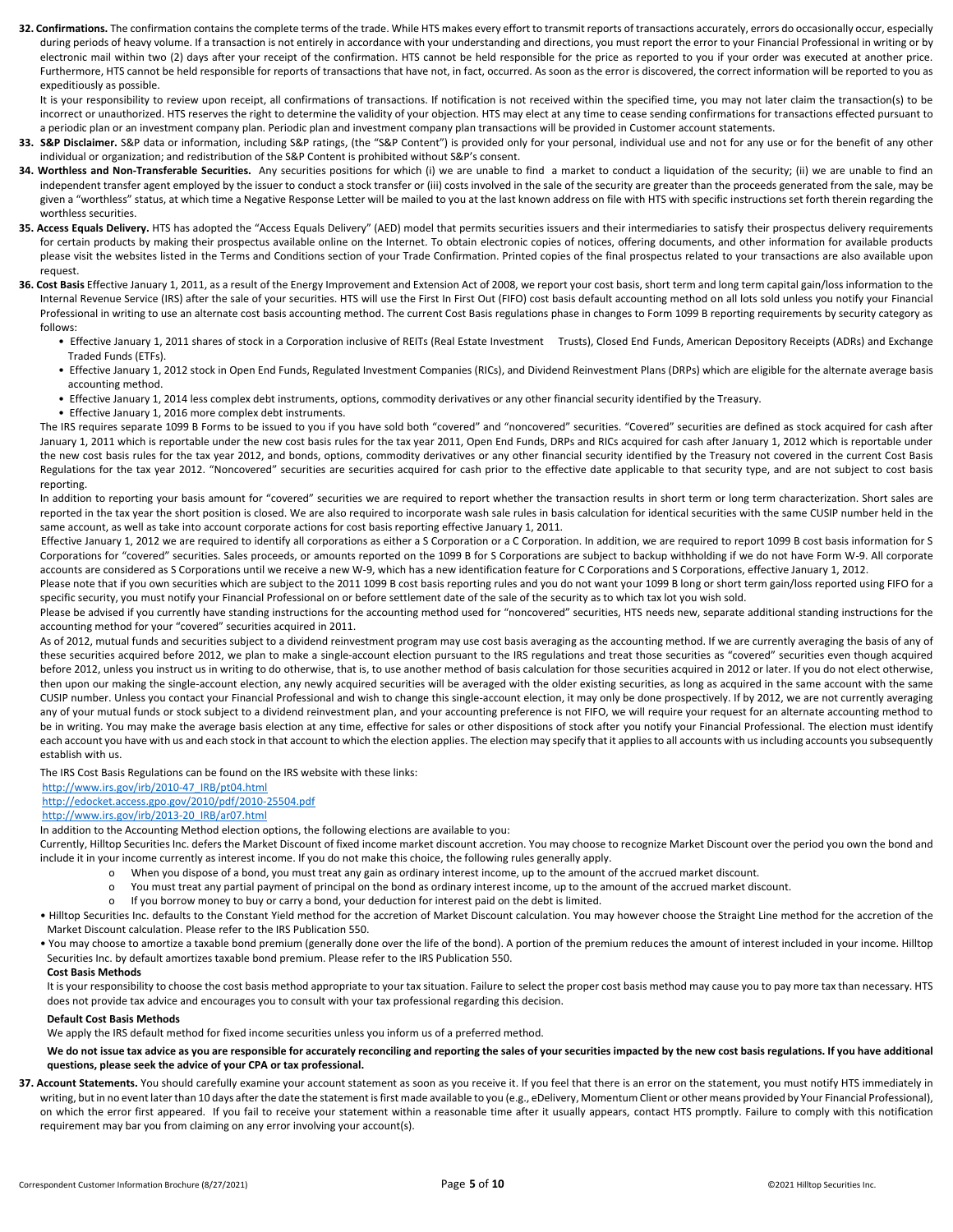**32. Confirmations.** The confirmation contains the complete terms of the trade. While HTS makes every effort to transmit reports of transactions accurately, errors do occasionally occur, especially during periods of heavy volume. If a transaction is not entirely in accordance with your understanding and directions, you must report the error to your Financial Professional in writing or by electronic mail within two (2) days after your receipt of the confirmation. HTS cannot be held responsible for the price as reported to you if your order was executed at another price. Furthermore, HTS cannot be held responsible for reports of transactions that have not, in fact, occurred. As soon as the error is discovered, the correct information will be reported to you as expeditiously as possible.

It is your responsibility to review upon receipt, all confirmations of transactions. If notification is not received within the specified time, you may not later claim the transaction(s) to be incorrect or unauthorized. HTS reserves the right to determine the validity of your objection. HTS may elect at any time to cease sending confirmations for transactions effected pursuant to a periodic plan or an investment company plan. Periodic plan and investment company plan transactions will be provided in Customer account statements.

**33. S&P Disclaimer.** S&P data or information, including S&P ratings, (the "S&P Content") is provided only for your personal, individual use and not for any use or for the benefit of any other individual or organization; and redistribution of the S&P Content is prohibited without S&P's consent.

**34. Worthless and Non-Transferable Securities.** Any securities positions for which (i) we are unable to find a market to conduct a liquidation of the security; (ii) we are unable to find an independent transfer agent employed by the issuer to conduct a stock transfer or (iii) costs involved in the sale of the security are greater than the proceeds generated from the sale, may be given a "worthless" status, at which time a Negative Response Letter will be mailed to you at the last known address on file with HTS with specific instructions set forth therein regarding the worthless securities.

**35. Access Equals Delivery.** HTS has adopted the "Access Equals Delivery" (AED) model that permits securities issuers and their intermediaries to satisfy their prospectus delivery requirements for certain products by making their prospectus available online on the Internet. To obtain electronic copies of notices, offering documents, and other information for available products please visit the websites listed in the Terms and Conditions section of your Trade Confirmation. Printed copies of the final prospectus related to your transactions are also available upon request.

**36. Cost Basis** Effective January 1, 2011, as a result of the Energy Improvement and Extension Act of 2008, we report your cost basis, short term and long term capital gain/loss information to the Internal Revenue Service (IRS) after the sale of your securities. HTS will use the First In First Out (FIFO) cost basis default accounting method on all lots sold unless you notify your Financial Professional in writing to use an alternate cost basis accounting method. The current Cost Basis regulations phase in changes to Form 1099 B reporting requirements by security category as follows:

- Effective January 1, 2011 shares of stock in a Corporation inclusive of REITs (Real Estate Investment Trusts), Closed End Funds, American Depository Receipts (ADRs) and Exchange Traded Funds (ETFs).
- Effective January 1, 2012 stock in Open End Funds, Regulated Investment Companies (RICs), and Dividend Reinvestment Plans (DRPs) which are eligible for the alternate average basis accounting method.
- Effective January 1, 2014 less complex debt instruments, options, commodity derivatives or any other financial security identified by the Treasury.
- Effective January 1, 2016 more complex debt instruments.

The IRS requires separate 1099 B Forms to be issued to you if you have sold both "covered" and "noncovered" securities. "Covered" securities are defined as stock acquired for cash after January 1, 2011 which is reportable under the new cost basis rules for the tax year 2011, Open End Funds, DRPs and RICs acquired for cash after January 1, 2012 which is reportable under the new cost basis rules for the tax year 2012, and bonds, options, commodity derivatives or any other financial security identified by the Treasury not covered in the current Cost Basis Regulations for the tax year 2012. "Noncovered" securities are securities acquired for cash prior to the effective date applicable to that security type, and are not subject to cost basis reporting.

In addition to reporting your basis amount for "covered" securities we are required to report whether the transaction results in short term or long term characterization. Short sales are reported in the tax year the short position is closed. We are also required to incorporate wash sale rules in basis calculation for identical securities with the same CUSIP number held in the same account, as well as take into account corporate actions for cost basis reporting effective January 1, 2011.

Effective January 1, 2012 we are required to identify all corporations as either a S Corporation or a C Corporation. In addition, we are required to report 1099 B cost basis information for S Corporations for "covered" securities. Sales proceeds, or amounts reported on the 1099 B for S Corporations are subject to backup withholding if we do not have Form W-9. All corporate accounts are considered as S Corporations until we receive a new W-9, which has a new identification feature for C Corporations and S Corporations, effective January 1, 2012.

Please note that if you own securities which are subject to the 2011 1099 B cost basis reporting rules and you do not want your 1099 B long or short term gain/loss reported using FIFO for a specific security, you must notify your Financial Professional on or before settlement date of the sale of the security as to which tax lot you wish sold.

Please be advised if you currently have standing instructions for the accounting method used for "noncovered" securities, HTS needs new, separate additional standing instructions for the accounting method for your "covered" securities acquired in 2011.

As of 2012, mutual funds and securities subject to a dividend reinvestment program may use cost basis averaging as the accounting method. If we are currently averaging the basis of any of these securities acquired before 2012, we plan to make a single-account election pursuant to the IRS regulations and treat those securities as "covered" securities even though acquired before 2012, unless you instruct us in writing to do otherwise, that is, to use another method of basis calculation for those securities acquired in 2012 or later. If you do not elect otherwise, then upon our making the single-account election, any newly acquired securities will be averaged with the older existing securities, as long as acquired in the same account with the same CUSIP number. Unless you contact your Financial Professional and wish to change this single-account election, it may only be done prospectively. If by 2012, we are not currently averaging any of your mutual funds or stock subject to a dividend reinvestment plan, and your accounting preference is not FIFO, we will require your request for an alternate accounting method to be in writing. You may make the average basis election at any time, effective for sales or other dispositions of stock after you notify your Financial Professional. The election must identify each account you have with us and each stock in that account to which the election applies. The election may specify that it applies to all accounts with us including accounts you subsequently establish with us.

The IRS Cost Basis Regulations can be found on the IRS website with these links:

http://www.irs.gov/irb/2010-47_IRB/pt04.html
http://edocket.access.gpo.gov/2010/pdf/2010-25504.pdf
http://www.irs.gov/irb/2013-20_IRB/ar07.html

In addition to the Accounting Method election options, the following elections are available to you:

Currently, Hilltop Securities Inc. defers the Market Discount of fixed income market discount accretion. You may choose to recognize Market Discount over the period you own the bond and include it in your income currently as interest income. If you do not make this choice, the following rules generally apply.

- When you dispose of a bond, you must treat any gain as ordinary interest income, up to the amount of the accrued market discount.
- You must treat any partial payment of principal on the bond as ordinary interest income, up to the amount of the accrued market discount.
- If you borrow money to buy or carry a bond, your deduction for interest paid on the debt is limited.

- Hilltop Securities Inc. defaults to the Constant Yield method for the accretion of Market Discount calculation. You may however choose the Straight Line method for the accretion of the Market Discount calculation. Please refer to the IRS Publication 550.
- You may choose to amortize a taxable bond premium (generally done over the life of the bond). A portion of the premium reduces the amount of interest included in your income. Hilltop Securities Inc. by default amortizes taxable bond premium. Please refer to the IRS Publication 550.

**Cost Basis Methods**

It is your responsibility to choose the cost basis method appropriate to your tax situation. Failure to select the proper cost basis method may cause you to pay more tax than necessary. HTS does not provide tax advice and encourages you to consult with your tax professional regarding this decision.

**Default Cost Basis Methods**

We apply the IRS default method for fixed income securities unless you inform us of a preferred method.

**We do not issue tax advice as you are responsible for accurately reconciling and reporting the sales of your securities impacted by the new cost basis regulations. If you have additional questions, please seek the advice of your CPA or tax professional.**

**37. Account Statements.** You should carefully examine your account statement as soon as you receive it. If you feel that there is an error on the statement, you must notify HTS immediately in writing, but in no event later than 10 days after the date the statement is first made available to you (e.g., eDelivery, Momentum Client or other means provided by Your Financial Professional), on which the error first appeared. If you fail to receive your statement within a reasonable time after it usually appears, contact HTS promptly. Failure to comply with this notification requirement may bar you from claiming on any error involving your account(s).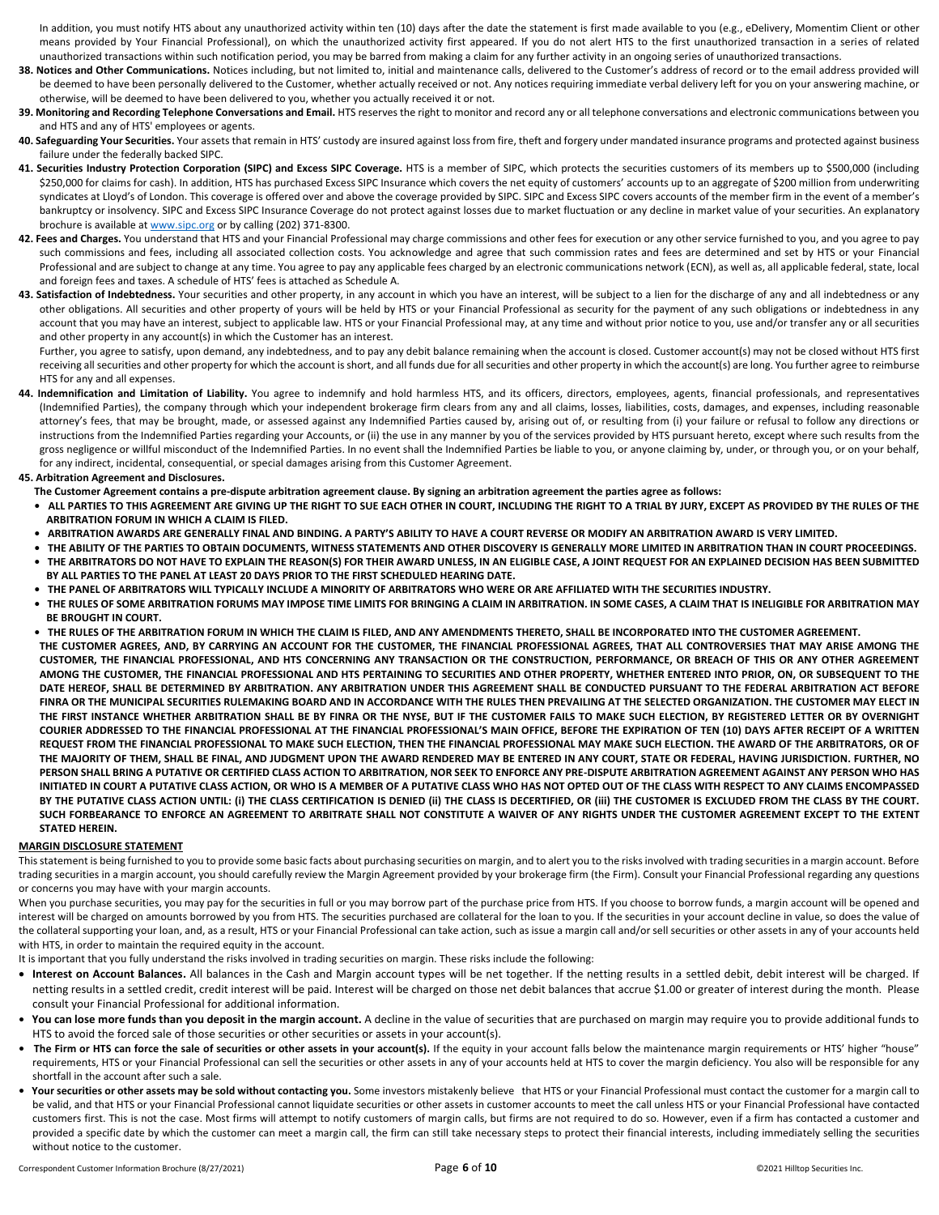In addition, you must notify HTS about any unauthorized activity within ten (10) days after the date the statement is first made available to you (e.g., eDelivery, Momentim Client or other means provided by Your Financial Professional), on which the unauthorized activity first appeared. If you do not alert HTS to the first unauthorized transaction in a series of related unauthorized transactions within such notification period, you may be barred from making a claim for any further activity in an ongoing series of unauthorized transactions.

**38. Notices and Other Communications.** Notices including, but not limited to, initial and maintenance calls, delivered to the Customer's address of record or to the email address provided will be deemed to have been personally delivered to the Customer, whether actually received or not. Any notices requiring immediate verbal delivery left for you on your answering machine, or otherwise, will be deemed to have been delivered to you, whether you actually received it or not.

**39. Monitoring and Recording Telephone Conversations and Email.** HTS reserves the right to monitor and record any or all telephone conversations and electronic communications between you and HTS and any of HTS' employees or agents.

**40. Safeguarding Your Securities.** Your assets that remain in HTS' custody are insured against loss from fire, theft and forgery under mandated insurance programs and protected against business failure under the federally backed SIPC.

**41. Securities Industry Protection Corporation (SIPC) and Excess SIPC Coverage.** HTS is a member of SIPC, which protects the securities customers of its members up to $500,000 (including $250,000 for claims for cash). In addition, HTS has purchased Excess SIPC Insurance which covers the net equity of customers' accounts up to an aggregate of $200 million from underwriting syndicates at Lloyd's of London. This coverage is offered over and above the coverage provided by SIPC. SIPC and Excess SIPC covers accounts of the member firm in the event of a member's bankruptcy or insolvency. SIPC and Excess SIPC Insurance Coverage do not protect against losses due to market fluctuation or any decline in market value of your securities. An explanatory brochure is available at www.sipc.org or by calling (202) 371-8300.

**42. Fees and Charges.** You understand that HTS and your Financial Professional may charge commissions and other fees for execution or any other service furnished to you, and you agree to pay such commissions and fees, including all associated collection costs. You acknowledge and agree that such commission rates and fees are determined and set by HTS or your Financial Professional and are subject to change at any time. You agree to pay any applicable fees charged by an electronic communications network (ECN), as well as, all applicable federal, state, local and foreign fees and taxes. A schedule of HTS' fees is attached as Schedule A.

**43. Satisfaction of Indebtedness.** Your securities and other property, in any account in which you have an interest, will be subject to a lien for the discharge of any and all indebtedness or any other obligations. All securities and other property of yours will be held by HTS or your Financial Professional as security for the payment of any such obligations or indebtedness in any account that you may have an interest, subject to applicable law. HTS or your Financial Professional may, at any time and without prior notice to you, use and/or transfer any or all securities and other property in any account(s) in which the Customer has an interest.

Further, you agree to satisfy, upon demand, any indebtedness, and to pay any debit balance remaining when the account is closed. Customer account(s) may not be closed without HTS first receiving all securities and other property for which the account is short, and all funds due for all securities and other property in which the account(s) are long. You further agree to reimburse HTS for any and all expenses.

**44. Indemnification and Limitation of Liability.** You agree to indemnify and hold harmless HTS, and its officers, directors, employees, agents, financial professionals, and representatives (Indemnified Parties), the company through which your independent brokerage firm clears from any and all claims, losses, liabilities, costs, damages, and expenses, including reasonable attorney's fees, that may be brought, made, or assessed against any Indemnified Parties caused by, arising out of, or resulting from (i) your failure or refusal to follow any directions or instructions from the Indemnified Parties regarding your Accounts, or (ii) the use in any manner by you of the services provided by HTS pursuant hereto, except where such results from the gross negligence or willful misconduct of the Indemnified Parties. In no event shall the Indemnified Parties be liable to you, or anyone claiming by, under, or through you, or on your behalf, for any indirect, incidental, consequential, or special damages arising from this Customer Agreement.

**45. Arbitration Agreement and Disclosures.**

**The Customer Agreement contains a pre-dispute arbitration agreement clause. By signing an arbitration agreement the parties agree as follows:**

- **ALL PARTIES TO THIS AGREEMENT ARE GIVING UP THE RIGHT TO SUE EACH OTHER IN COURT, INCLUDING THE RIGHT TO A TRIAL BY JURY, EXCEPT AS PROVIDED BY THE RULES OF THE ARBITRATION FORUM IN WHICH A CLAIM IS FILED.**
- **ARBITRATION AWARDS ARE GENERALLY FINAL AND BINDING. A PARTY'S ABILITY TO HAVE A COURT REVERSE OR MODIFY AN ARBITRATION AWARD IS VERY LIMITED.**
- **THE ABILITY OF THE PARTIES TO OBTAIN DOCUMENTS, WITNESS STATEMENTS AND OTHER DISCOVERY IS GENERALLY MORE LIMITED IN ARBITRATION THAN IN COURT PROCEEDINGS.**
- **THE ARBITRATORS DO NOT HAVE TO EXPLAIN THE REASON(S) FOR THEIR AWARD UNLESS, IN AN ELIGIBLE CASE, A JOINT REQUEST FOR AN EXPLAINED DECISION HAS BEEN SUBMITTED BY ALL PARTIES TO THE PANEL AT LEAST 20 DAYS PRIOR TO THE FIRST SCHEDULED HEARING DATE.**
- **THE PANEL OF ARBITRATORS WILL TYPICALLY INCLUDE A MINORITY OF ARBITRATORS WHO WERE OR ARE AFFILIATED WITH THE SECURITIES INDUSTRY.**
- **THE RULES OF SOME ARBITRATION FORUMS MAY IMPOSE TIME LIMITS FOR BRINGING A CLAIM IN ARBITRATION. IN SOME CASES, A CLAIM THAT IS INELIGIBLE FOR ARBITRATION MAY BE BROUGHT IN COURT.**
- **THE RULES OF THE ARBITRATION FORUM IN WHICH THE CLAIM IS FILED, AND ANY AMENDMENTS THERETO, SHALL BE INCORPORATED INTO THE CUSTOMER AGREEMENT.**

**THE CUSTOMER AGREES, AND, BY CARRYING AN ACCOUNT FOR THE CUSTOMER, THE FINANCIAL PROFESSIONAL AGREES, THAT ALL CONTROVERSIES THAT MAY ARISE AMONG THE CUSTOMER, THE FINANCIAL PROFESSIONAL, AND HTS CONCERNING ANY TRANSACTION OR THE CONSTRUCTION, PERFORMANCE, OR BREACH OF THIS OR ANY OTHER AGREEMENT AMONG THE CUSTOMER, THE FINANCIAL PROFESSIONAL AND HTS PERTAINING TO SECURITIES AND OTHER PROPERTY, WHETHER ENTERED INTO PRIOR, ON, OR SUBSEQUENT TO THE DATE HEREOF, SHALL BE DETERMINED BY ARBITRATION. ANY ARBITRATION UNDER THIS AGREEMENT SHALL BE CONDUCTED PURSUANT TO THE FEDERAL ARBITRATION ACT BEFORE FINRA OR THE MUNICIPAL SECURITIES RULEMAKING BOARD AND IN ACCORDANCE WITH THE RULES THEN PREVAILING AT THE SELECTED ORGANIZATION. THE CUSTOMER MAY ELECT IN THE FIRST INSTANCE WHETHER ARBITRATION SHALL BE BY FINRA OR THE NYSE, BUT IF THE CUSTOMER FAILS TO MAKE SUCH ELECTION, BY REGISTERED LETTER OR BY OVERNIGHT COURIER ADDRESSED TO THE FINANCIAL PROFESSIONAL AT THE FINANCIAL PROFESSIONAL'S MAIN OFFICE, BEFORE THE EXPIRATION OF TEN (10) DAYS AFTER RECEIPT OF A WRITTEN REQUEST FROM THE FINANCIAL PROFESSIONAL TO MAKE SUCH ELECTION, THEN THE FINANCIAL PROFESSIONAL MAY MAKE SUCH ELECTION. THE AWARD OF THE ARBITRATORS, OR OF THE MAJORITY OF THEM, SHALL BE FINAL, AND JUDGMENT UPON THE AWARD RENDERED MAY BE ENTERED IN ANY COURT, STATE OR FEDERAL, HAVING JURISDICTION. FURTHER, NO PERSON SHALL BRING A PUTATIVE OR CERTIFIED CLASS ACTION TO ARBITRATION, NOR SEEK TO ENFORCE ANY PRE-DISPUTE ARBITRATION AGREEMENT AGAINST ANY PERSON WHO HAS INITIATED IN COURT A PUTATIVE CLASS ACTION, OR WHO IS A MEMBER OF A PUTATIVE CLASS WHO HAS NOT OPTED OUT OF THE CLASS WITH RESPECT TO ANY CLAIMS ENCOMPASSED BY THE PUTATIVE CLASS ACTION UNTIL: (i) THE CLASS CERTIFICATION IS DENIED (ii) THE CLASS IS DECERTIFIED, OR (iii) THE CUSTOMER IS EXCLUDED FROM THE CLASS BY THE COURT. SUCH FORBEARANCE TO ENFORCE AN AGREEMENT TO ARBITRATE SHALL NOT CONSTITUTE A WAIVER OF ANY RIGHTS UNDER THE CUSTOMER AGREEMENT EXCEPT TO THE EXTENT STATED HEREIN.**

## MARGIN DISCLOSURE STATEMENT

This statement is being furnished to you to provide some basic facts about purchasing securities on margin, and to alert you to the risks involved with trading securities in a margin account. Before trading securities in a margin account, you should carefully review the Margin Agreement provided by your brokerage firm (the Firm). Consult your Financial Professional regarding any questions or concerns you may have with your margin accounts.

When you purchase securities, you may pay for the securities in full or you may borrow part of the purchase price from HTS. If you choose to borrow funds, a margin account will be opened and interest will be charged on amounts borrowed by you from HTS. The securities purchased are collateral for the loan to you. If the securities in your account decline in value, so does the value of the collateral supporting your loan, and, as a result, HTS or your Financial Professional can take action, such as issue a margin call and/or sell securities or other assets in any of your accounts held with HTS, in order to maintain the required equity in the account.

It is important that you fully understand the risks involved in trading securities on margin. These risks include the following:

- **Interest on Account Balances.** All balances in the Cash and Margin account types will be net together. If the netting results in a settled debit, debit interest will be charged. If netting results in a settled credit, credit interest will be paid. Interest will be charged on those net debit balances that accrue $1.00 or greater of interest during the month. Please consult your Financial Professional for additional information.
- **You can lose more funds than you deposit in the margin account.** A decline in the value of securities that are purchased on margin may require you to provide additional funds to HTS to avoid the forced sale of those securities or other securities or assets in your account(s).
- **The Firm or HTS can force the sale of securities or other assets in your account(s).** If the equity in your account falls below the maintenance margin requirements or HTS' higher "house" requirements, HTS or your Financial Professional can sell the securities or other assets in any of your accounts held at HTS to cover the margin deficiency. You also will be responsible for any shortfall in the account after such a sale.
- **Your securities or other assets may be sold without contacting you.** Some investors mistakenly believe that HTS or your Financial Professional must contact the customer for a margin call to be valid, and that HTS or your Financial Professional cannot liquidate securities or other assets in customer accounts to meet the call unless HTS or your Financial Professional have contacted customers first. This is not the case. Most firms will attempt to notify customers of margin calls, but firms are not required to do so. However, even if a firm has contacted a customer and provided a specific date by which the customer can meet a margin call, the firm can still take necessary steps to protect their financial interests, including immediately selling the securities without notice to the customer.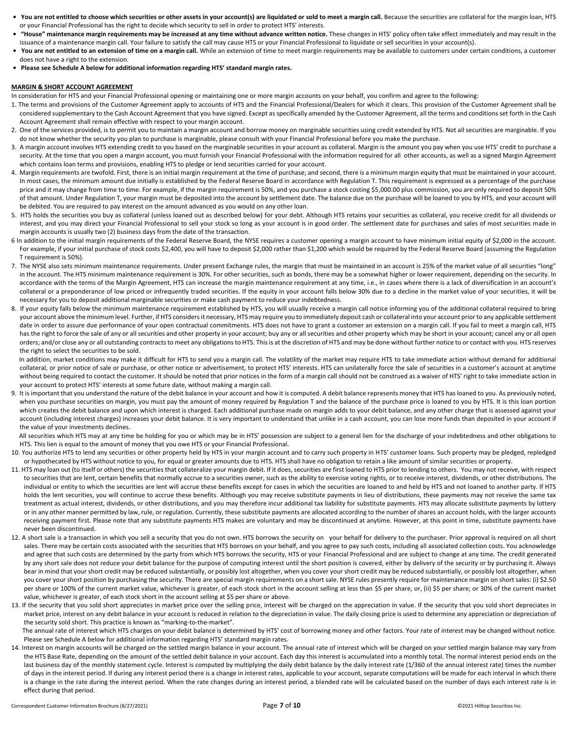- **You are not entitled to choose which securities or other assets in your account(s) are liquidated or sold to meet a margin call.** Because the securities are collateral for the margin loan, HTS or your Financial Professional has the right to decide which security to sell in order to protect HTS' interests.
- **"House" maintenance margin requirements may be increased at any time without advance written notice.** These changes in HTS' policy often take effect immediately and may result in the issuance of a maintenance margin call. Your failure to satisfy the call may cause HTS or your Financial Professional to liquidate or sell securities in your account(s).
- **You are not entitled to an extension of time on a margin call.** While an extension of time to meet margin requirements may be available to customers under certain conditions, a customer does not have a right to the extension.
- **Please see Schedule A below for additional information regarding HTS' standard margin rates.**

**MARGIN & SHORT ACCOUNT AGREEMENT**

In consideration for HTS and your Financial Professional opening or maintaining one or more margin accounts on your behalf, you confirm and agree to the following:

1. The terms and provisions of the Customer Agreement apply to accounts of HTS and the Financial Professional/Dealers for which it clears. This provision of the Customer Agreement shall be considered supplementary to the Cash Account Agreement that you have signed. Except as specifically amended by the Customer Agreement, all the terms and conditions set forth in the Cash Account Agreement shall remain effective with respect to your margin account.
2. One of the services provided, is to permit you to maintain a margin account and borrow money on marginable securities using credit extended by HTS. Not all securities are marginable. If you do not know whether the security you plan to purchase is marginable, please consult with your Financial Professional before you make the purchase.
3. A margin account involves HTS extending credit to you based on the marginable securities in your account as collateral. Margin is the amount you pay when you use HTS' credit to purchase a security. At the time that you open a margin account, you must furnish your Financial Professional with the information required for all other accounts, as well as a signed Margin Agreement which contains loan terms and provisions, enabling HTS to pledge or lend securities carried for your account.
4. Margin requirements are twofold. First, there is an initial margin requirement at the time of purchase; and second, there is a minimum margin equity that must be maintained in your account. In most cases, the minimum amount due initially is established by the Federal Reserve Board in accordance with Regulation T. This requirement is expressed as a percentage of the purchase price and it may change from time to time. For example, if the margin requirement is 50%, and you purchase a stock costing $5,000.00 plus commission, you are only required to deposit 50% of that amount. Under Regulation T, your margin must be deposited into the account by settlement date. The balance due on the purchase will be loaned to you by HTS, and your account will be debited. You are required to pay interest on the amount advanced as you would on any other loan.
5. HTS holds the securities you buy as collateral (unless loaned out as described below) for your debt. Although HTS retains your securities as collateral, you receive credit for all dividends or interest, and you may direct your Financial Professional to sell your stock so long as your account is in good order. The settlement date for purchases and sales of most securities made in margin accounts is usually two (2) business days from the date of the transaction.
6. In addition to the initial margin requirements of the Federal Reserve Board, the NYSE requires a customer opening a margin account to have minimum initial equity of $2,000 in the account. For example, if your initial purchase of stock costs $2,400, you will have to deposit $2,000 rather than $1,200 which would be required by the Federal Reserve Board (assuming the Regulation T requirement is 50%).
7. The NYSE also sets minimum maintenance requirements. Under present Exchange rules, the margin that must be maintained in an account is 25% of the market value of all securities "long" in the account. The HTS minimum maintenance requirement is 30%. For other securities, such as bonds, there may be a somewhat higher or lower requirement, depending on the security. In accordance with the terms of the Margin Agreement, HTS can increase the margin maintenance requirement at any time, i.e., in cases where there is a lack of diversification in an account's collateral or a preponderance of low priced or infrequently traded securities. If the equity in your account falls below 30% due to a decline in the market value of your securities, it will be necessary for you to deposit additional marginable securities or make cash payment to reduce your indebtedness.
8. If your equity falls below the minimum maintenance requirement established by HTS, you will usually receive a margin call notice informing you of the additional collateral required to bring your account above the minimum level. Further, if HTS considers it necessary, HTS may require you to immediately deposit cash or collateral into your account prior to any applicable settlement date in order to assure due performance of your open contractual commitments. HTS does not have to grant a customer an extension on a margin call. If you fail to meet a margin call, HTS has the right to force the sale of any or all securities and other property in your account; buy any or all securities and other property which may be short in your account; cancel any or all open orders; and/or close any or all outstanding contracts to meet any obligations to HTS. This is at the discretion of HTS and may be done without further notice to or contact with you. HTS reserves the right to select the securities to be sold.

   In addition, market conditions may make it difficult for HTS to send you a margin call. The volatility of the market may require HTS to take immediate action without demand for additional collateral, or prior notice of sale or purchase, or other notice or advertisement, to protect HTS' interests. HTS can unilaterally force the sale of securities in a customer's account at anytime without being required to contact the customer. It should be noted that prior notices in the form of a margin call should not be construed as a waiver of HTS' right to take immediate action in your account to protect HTS' interests at some future date, without making a margin call.
9. It is important that you understand the nature of the debit balance in your account and how it is computed. A debit balance represents money that HTS has loaned to you. As previously noted, when you purchase securities on margin, you must pay the amount of money required by Regulation T and the balance of the purchase price is loaned to you by HTS. It is this loan portion which creates the debit balance and upon which interest is charged. Each additional purchase made on margin adds to your debit balance, and any other charge that is assessed against your account (including interest charges) increases your debit balance. It is very important to understand that unlike in a cash account, you can lose more funds than deposited in your account if the value of your investments declines.

   All securities which HTS may at any time be holding for you or which may be in HTS' possession are subject to a general lien for the discharge of your indebtedness and other obligations to HTS. This lien is equal to the amount of money that you owe HTS or your Financial Professional.
10. You authorize HTS to lend any securities or other property held by HTS in your margin account and to carry such property in HTS' customer loans. Such property may be pledged, repledged or hypothecated by HTS without notice to you, for equal or greater amounts due to HTS. HTS shall have no obligation to retain a like amount of similar securities or property.
11. HTS may loan out (to itself or others) the securities that collateralize your margin debit. If it does, securities are first loaned to HTS prior to lending to others. You may not receive, with respect to securities that are lent, certain benefits that normally accrue to a securities owner, such as the ability to exercise voting rights, or to receive interest, dividends, or other distributions. The individual or entity to which the securities are lent will accrue these benefits except for cases in which the securities are loaned to and held by HTS and not loaned to another party. If HTS holds the lent securities, you will continue to accrue these benefits. Although you may receive substitute payments in lieu of distributions, these payments may not receive the same tax treatment as actual interest, dividends, or other distributions, and you may therefore incur additional tax liability for substitute payments. HTS may allocate substitute payments by lottery or in any other manner permitted by law, rule, or regulation. Currently, these substitute payments are allocated according to the number of shares an account holds, with the larger accounts receiving payment first. Please note that any substitute payments HTS makes are voluntary and may be discontinued at anytime. However, at this point in time, substitute payments have never been discontinued.
12. A short sale is a transaction in which you sell a security that you do not own. HTS borrows the security on your behalf for delivery to the purchaser. Prior approval is required on all short sales. There may be certain costs associated with the securities that HTS borrows on your behalf, and you agree to pay such costs, including all associated collection costs. You acknowledge and agree that such costs are determined by the party from which HTS borrows the security, HTS or your Financial Professional and are subject to change at any time. The credit generated by any short sale does not reduce your debit balance for the purpose of computing interest until the short position is covered, either by delivery of the security or by purchasing it. Always bear in mind that your short credit may be reduced substantially, or possibly lost altogether, when you cover your short credit may be reduced substantially, or possibly lost altogether, when you cover your short position by purchasing the security. There are special margin requirements on a short sale. NYSE rules presently require for maintenance margin on short sales: (i) $2.50 per share or 100% of the current market value, whichever is greater, of each stock short in the account selling at less than $5 per share, or, (ii) $5 per share; or 30% of the current market value, whichever is greater, of each stock short in the account selling at $5 per share or above.
13. If the security that you sold short appreciates in market price over the selling price, interest will be charged on the appreciation in value. If the security that you sold short depreciates in market price, interest on any debit balance in your account is reduced in relation to the depreciation in value. The daily closing price is used to determine any appreciation or depreciation of the security sold short. This practice is known as "marking-to-the-market".

    The annual rate of interest which HTS charges on your debit balance is determined by HTS' cost of borrowing money and other factors. Your rate of interest may be changed without notice. Please see Schedule A below for additional information regarding HTS' standard margin rates.
14. Interest on margin accounts will be charged on the settled margin balance in your account. The annual rate of interest which will be charged on your settled margin balance may vary from the HTS Base Rate, depending on the amount of the settled debit balance in your account. Each day this interest is accumulated into a monthly total. The normal interest period ends on the last business day of the monthly statement cycle. Interest is computed by multiplying the daily debit balance by the daily interest rate (1/360 of the annual interest rate) times the number of days in the interest period. If during any interest period there is a change in interest rates, applicable to your account, separate computations will be made for each interval in which there is a change in the rate during the interest period. When the rate changes during an interest period, a blended rate will be calculated based on the number of days each interest rate is in effect during that period.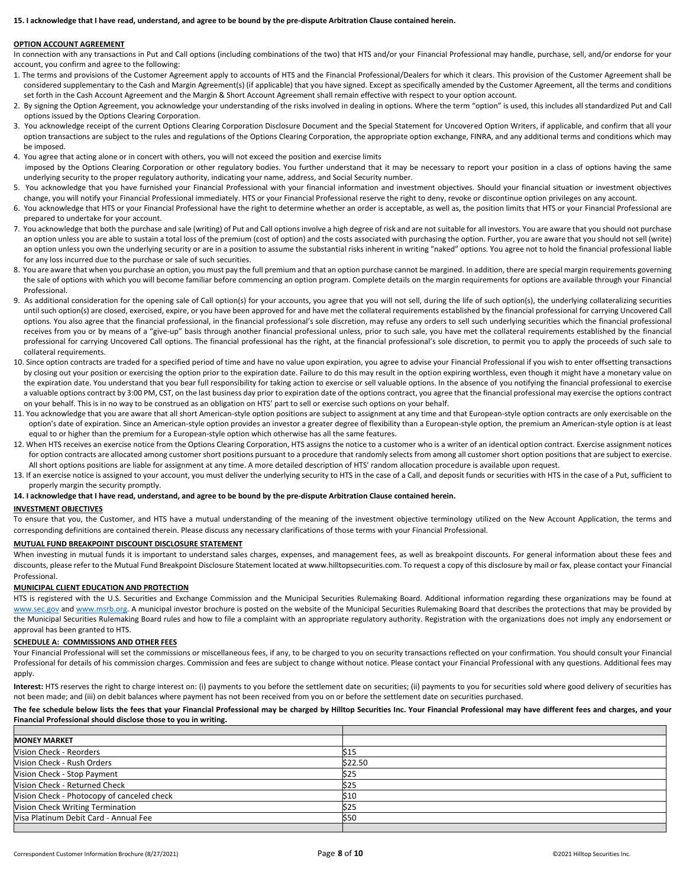**15. I acknowledge that I have read, understand, and agree to be bound by the pre-dispute Arbitration Clause contained herein.**

## OPTION ACCOUNT AGREEMENT

In connection with any transactions in Put and Call options (including combinations of the two) that HTS and/or your Financial Professional may handle, purchase, sell, and/or endorse for your account, you confirm and agree to the following:

1. The terms and provisions of the Customer Agreement apply to accounts of HTS and the Financial Professional/Dealers for which it clears. This provision of the Customer Agreement shall be considered supplementary to the Cash and Margin Agreement(s) (if applicable) that you have signed. Except as specifically amended by the Customer Agreement, all the terms and conditions set forth in the Cash Account Agreement and the Margin & Short Account Agreement shall remain effective with respect to your option account.
2. By signing the Option Agreement, you acknowledge your understanding of the risks involved in dealing in options. Where the term "option" is used, this includes all standardized Put and Call options issued by the Options Clearing Corporation.
3. You acknowledge receipt of the current Options Clearing Corporation Disclosure Document and the Special Statement for Uncovered Option Writers, if applicable, and confirm that all your option transactions are subject to the rules and regulations of the Options Clearing Corporation, the appropriate option exchange, FINRA, and any additional terms and conditions which may be imposed.
4. You agree that acting alone or in concert with others, you will not exceed the position and exercise limits imposed by the Options Clearing Corporation or other regulatory bodies. You further understand that it may be necessary to report your position in a class of options having the same underlying security to the proper regulatory authority, indicating your name, address, and Social Security number.
5. You acknowledge that you have furnished your Financial Professional with your financial information and investment objectives. Should your financial situation or investment objectives change, you will notify your Financial Professional immediately. HTS or your Financial Professional reserve the right to deny, revoke or discontinue option privileges on any account.
6. You acknowledge that HTS or your Financial Professional have the right to determine whether an order is acceptable, as well as, the position limits that HTS or your Financial Professional are prepared to undertake for your account.
7. You acknowledge that both the purchase and sale (writing) of Put and Call options involve a high degree of risk and are not suitable for all investors. You are aware that you should not purchase an option unless you are able to sustain a total loss of the premium (cost of option) and the costs associated with purchasing the option. Further, you are aware that you should not sell (write) an option unless you own the underlying security or are in a position to assume the substantial risks inherent in writing "naked" options. You agree not to hold the financial professional liable for any loss incurred due to the purchase or sale of such securities.
8. You are aware that when you purchase an option, you must pay the full premium and that an option purchase cannot be margined. In addition, there are special margin requirements governing the sale of options with which you will become familiar before commencing an option program. Complete details on the margin requirements for options are available through your Financial Professional.
9. As additional consideration for the opening sale of Call option(s) for your accounts, you agree that you will not sell, during the life of such option(s), the underlying collateralizing securities until such option(s) are closed, exercised, expire, or you have been approved for and have met the collateral requirements established by the financial professional for carrying Uncovered Call options. You also agree that the financial professional, in the financial professional's sole discretion, may refuse any orders to sell such underlying securities which the financial professional receives from you or by means of a "give-up" basis through another financial professional unless, prior to such sale, you have met the collateral requirements established by the financial professional for carrying Uncovered Call options. The financial professional has the right, at the financial professional's sole discretion, to permit you to apply the proceeds of such sale to collateral requirements.
10. Since option contracts are traded for a specified period of time and have no value upon expiration, you agree to advise your Financial Professional if you wish to enter offsetting transactions by closing out your position or exercising the option prior to the expiration date. Failure to do this may result in the option expiring worthless, even though it might have a monetary value on the expiration date. You understand that you bear full responsibility for taking action to exercise or sell valuable options. In the absence of you notifying the financial professional to exercise a valuable options contract by 3:00 PM, CST, on the last business day prior to expiration date of the options contract, you agree that the financial professional may exercise the options contract on your behalf. This is in no way to be construed as an obligation on HTS' part to sell or exercise such options on your behalf.
11. You acknowledge that you are aware that all short American-style option positions are subject to assignment at any time and that European-style option contracts are only exercisable on the option's date of expiration. Since an American-style option provides an investor a greater degree of flexibility than a European-style option, the premium an American-style option is at least equal to or higher than the premium for a European-style option which otherwise has all the same features.
12. When HTS receives an exercise notice from the Options Clearing Corporation, HTS assigns the notice to a customer who is a writer of an identical option contract. Exercise assignment notices for option contracts are allocated among customer short positions pursuant to a procedure that randomly selects from among all customer short option positions that are subject to exercise. All short options positions are liable for assignment at any time. A more detailed description of HTS' random allocation procedure is available upon request.
13. If an exercise notice is assigned to your account, you must deliver the underlying security to HTS in the case of a Call, and deposit funds or securities with HTS in the case of a Put, sufficient to properly margin the security promptly.

**14. I acknowledge that I have read, understand, and agree to be bound by the pre-dispute Arbitration Clause contained herein.**

## INVESTMENT OBJECTIVES

To ensure that you, the Customer, and HTS have a mutual understanding of the meaning of the investment objective terminology utilized on the New Account Application, the terms and corresponding definitions are contained therein. Please discuss any necessary clarifications of those terms with your Financial Professional.

## MUTUAL FUND BREAKPOINT DISCOUNT DISCLOSURE STATEMENT

When investing in mutual funds it is important to understand sales charges, expenses, and management fees, as well as breakpoint discounts. For general information about these fees and discounts, please refer to the Mutual Fund Breakpoint Disclosure Statement located at www.hilltopsecurities.com. To request a copy of this disclosure by mail or fax, please contact your Financial Professional.

## MUNICIPAL CLIENT EDUCATION AND PROTECTION

HTS is registered with the U.S. Securities and Exchange Commission and the Municipal Securities Rulemaking Board. Additional information regarding these organizations may be found at www.sec.gov and www.msrb.org. A municipal investor brochure is posted on the website of the Municipal Securities Rulemaking Board that describes the protections that may be provided by the Municipal Securities Rulemaking Board rules and how to file a complaint with an appropriate regulatory authority. Registration with the organizations does not imply any endorsement or approval has been granted to HTS.

## SCHEDULE A: COMMISSIONS AND OTHER FEES

Your Financial Professional will set the commissions or miscellaneous fees, if any, to be charged to you on security transactions reflected on your confirmation. You should consult your Financial Professional for details of his commission charges. Commission and fees are subject to change without notice. Please contact your Financial Professional with any questions. Additional fees may apply.

**Interest:** HTS reserves the right to charge interest on: (i) payments to you before the settlement date on securities; (ii) payments to you for securities sold where good delivery of securities has not been made; and (iii) on debit balances where payment has not been received from you on or before the settlement date on securities purchased.

**The fee schedule below lists the fees that your Financial Professional may be charged by Hilltop Securities Inc. Your Financial Professional may have different fees and charges, and your Financial Professional should disclose those to you in writing.**

| | |
|---|---|
| **MONEY MARKET** | |
| Vision Check - Reorders | $15 |
| Vision Check - Rush Orders | $22.50 |
| Vision Check - Stop Payment | $25 |
| Vision Check - Returned Check | $25 |
| Vision Check - Photocopy of canceled check | $10 |
| Vision Check Writing Termination | $25 |
| Visa Platinum Debit Card - Annual Fee | $50 |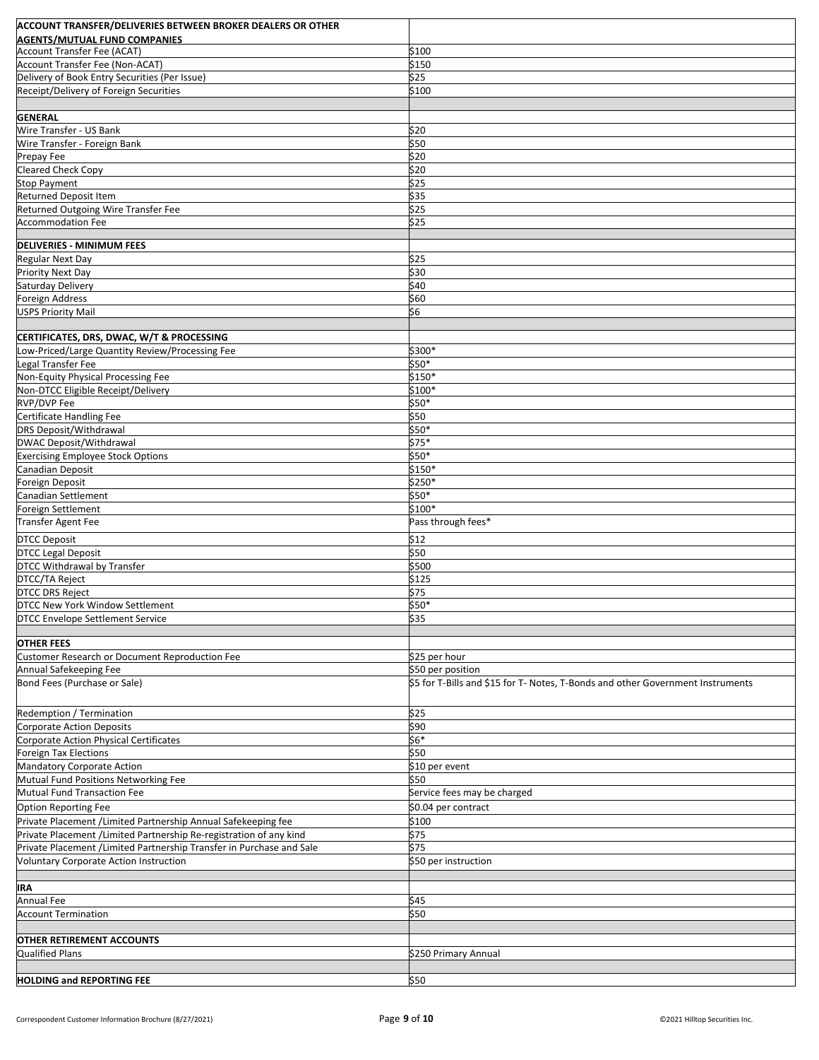| ACCOUNT TRANSFER/DELIVERIES BETWEEN BROKER DEALERS OR OTHER AGENTS/MUTUAL FUND COMPANIES | |
|---|---|
| Account Transfer Fee (ACAT) | $100 |
| Account Transfer Fee (Non-ACAT) | $150 |
| Delivery of Book Entry Securities (Per Issue) | $25 |
| Receipt/Delivery of Foreign Securities | $100 |
| | |
| **GENERAL** | |
| Wire Transfer - US Bank | $20 |
| Wire Transfer - Foreign Bank | $50 |
| Prepay Fee | $20 |
| Cleared Check Copy | $20 |
| Stop Payment | $25 |
| Returned Deposit Item | $35 |
| Returned Outgoing Wire Transfer Fee | $25 |
| Accommodation Fee | $25 |
| | |
| **DELIVERIES - MINIMUM FEES** | |
| Regular Next Day | $25 |
| Priority Next Day | $30 |
| Saturday Delivery | $40 |
| Foreign Address | $60 |
| USPS Priority Mail | $6 |
| | |
| **CERTIFICATES, DRS, DWAC, W/T & PROCESSING** | |
| Low-Priced/Large Quantity Review/Processing Fee | $300* |
| Legal Transfer Fee | $50* |
| Non-Equity Physical Processing Fee | $150* |
| Non-DTCC Eligible Receipt/Delivery | $100* |
| RVP/DVP Fee | $50* |
| Certificate Handling Fee | $50 |
| DRS Deposit/Withdrawal | $50* |
| DWAC Deposit/Withdrawal | $75* |
| Exercising Employee Stock Options | $50* |
| Canadian Deposit | $150* |
| Foreign Deposit | $250* |
| Canadian Settlement | $50* |
| Foreign Settlement | $100* |
| Transfer Agent Fee | Pass through fees* |
| DTCC Deposit | $12 |
| DTCC Legal Deposit | $50 |
| DTCC Withdrawal by Transfer | $500 |
| DTCC/TA Reject | $125 |
| DTCC DRS Reject | $75 |
| DTCC New York Window Settlement | $50* |
| DTCC Envelope Settlement Service | $35 |
| | |
| **OTHER FEES** | |
| Customer Research or Document Reproduction Fee | $25 per hour |
| Annual Safekeeping Fee | $50 per position |
| Bond Fees (Purchase or Sale) | $5 for T-Bills and $15 for T- Notes, T-Bonds and other Government Instruments |
| Redemption / Termination | $25 |
| Corporate Action Deposits | $90 |
| Corporate Action Physical Certificates | $6* |
| Foreign Tax Elections | $50 |
| Mandatory Corporate Action | $10 per event |
| Mutual Fund Positions Networking Fee | $50 |
| Mutual Fund Transaction Fee | Service fees may be charged |
| Option Reporting Fee | $0.04 per contract |
| Private Placement /Limited Partnership Annual Safekeeping fee | $100 |
| Private Placement /Limited Partnership Re-registration of any kind | $75 |
| Private Placement /Limited Partnership Transfer in Purchase and Sale | $75 |
| Voluntary Corporate Action Instruction | $50 per instruction |
| | |
| **IRA** | |
| Annual Fee | $45 |
| Account Termination | $50 |
| | |
| **OTHER RETIREMENT ACCOUNTS** | |
| Qualified Plans | $250 Primary Annual |
| | |
| **HOLDING and REPORTING FEE** | $50 |

Correspondent Customer Information Brochure (8/27/2021)

©2021 Hilltop Securities Inc.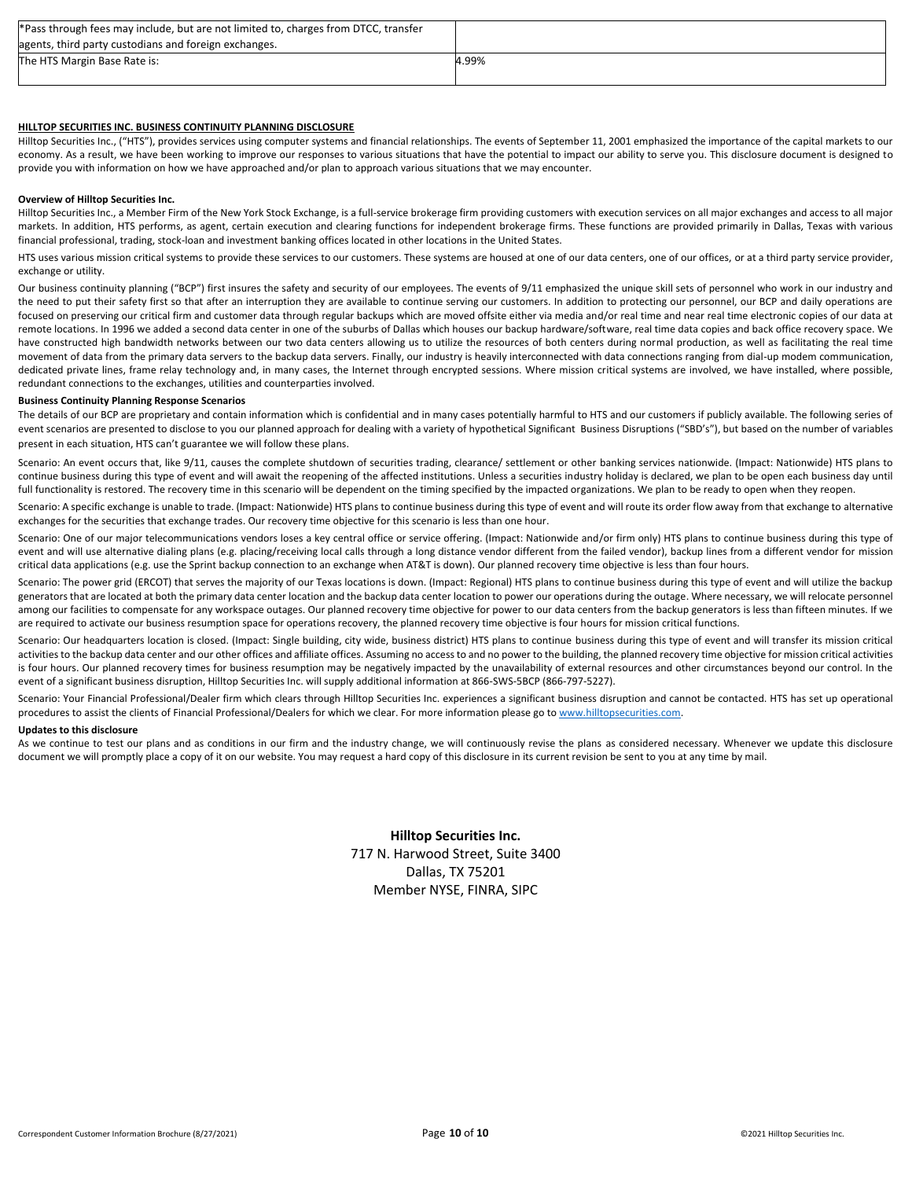| | |
|---|---|
| *Pass through fees may include, but are not limited to, charges from DTCC, transfer agents, third party custodians and foreign exchanges. | |
| The HTS Margin Base Rate is: | 4.99% |

**HILLTOP SECURITIES INC. BUSINESS CONTINUITY PLANNING DISCLOSURE**

Hilltop Securities Inc., ("HTS"), provides services using computer systems and financial relationships. The events of September 11, 2001 emphasized the importance of the capital markets to our economy. As a result, we have been working to improve our responses to various situations that have the potential to impact our ability to serve you. This disclosure document is designed to provide you with information on how we have approached and/or plan to approach various situations that we may encounter.

**Overview of Hilltop Securities Inc.**

Hilltop Securities Inc., a Member Firm of the New York Stock Exchange, is a full-service brokerage firm providing customers with execution services on all major exchanges and access to all major markets. In addition, HTS performs, as agent, certain execution and clearing functions for independent brokerage firms. These functions are provided primarily in Dallas, Texas with various financial professional, trading, stock-loan and investment banking offices located in other locations in the United States.

HTS uses various mission critical systems to provide these services to our customers. These systems are housed at one of our data centers, one of our offices, or at a third party service provider, exchange or utility.

Our business continuity planning ("BCP") first insures the safety and security of our employees. The events of 9/11 emphasized the unique skill sets of personnel who work in our industry and the need to put their safety first so that after an interruption they are available to continue serving our customers. In addition to protecting our personnel, our BCP and daily operations are focused on preserving our critical firm and customer data through regular backups which are moved offsite either via media and/or real time and near real time electronic copies of our data at remote locations. In 1996 we added a second data center in one of the suburbs of Dallas which houses our backup hardware/software, real time data copies and back office recovery space. We have constructed high bandwidth networks between our two data centers allowing us to utilize the resources of both centers during normal production, as well as facilitating the real time movement of data from the primary data servers to the backup data servers. Finally, our industry is heavily interconnected with data connections ranging from dial-up modem communication, dedicated private lines, frame relay technology and, in many cases, the Internet through encrypted sessions. Where mission critical systems are involved, we have installed, where possible, redundant connections to the exchanges, utilities and counterparties involved.

**Business Continuity Planning Response Scenarios**

The details of our BCP are proprietary and contain information which is confidential and in many cases potentially harmful to HTS and our customers if publicly available. The following series of event scenarios are presented to disclose to you our planned approach for dealing with a variety of hypothetical Significant Business Disruptions ("SBD's"), but based on the number of variables present in each situation, HTS can't guarantee we will follow these plans.

Scenario: An event occurs that, like 9/11, causes the complete shutdown of securities trading, clearance/ settlement or other banking services nationwide. (Impact: Nationwide) HTS plans to continue business during this type of event and will await the reopening of the affected institutions. Unless a securities industry holiday is declared, we plan to be open each business day until full functionality is restored. The recovery time in this scenario will be dependent on the timing specified by the impacted organizations. We plan to be ready to open when they reopen.

Scenario: A specific exchange is unable to trade. (Impact: Nationwide) HTS plans to continue business during this type of event and will route its order flow away from that exchange to alternative exchanges for the securities that exchange trades. Our recovery time objective for this scenario is less than one hour.

Scenario: One of our major telecommunications vendors loses a key central office or service offering. (Impact: Nationwide and/or firm only) HTS plans to continue business during this type of event and will use alternative dialing plans (e.g. placing/receiving local calls through a long distance vendor different from the failed vendor), backup lines from a different vendor for mission critical data applications (e.g. use the Sprint backup connection to an exchange when AT&T is down). Our planned recovery time objective is less than four hours.

Scenario: The power grid (ERCOT) that serves the majority of our Texas locations is down. (Impact: Regional) HTS plans to continue business during this type of event and will utilize the backup generators that are located at both the primary data center location and the backup data center location to power our operations during the outage. Where necessary, we will relocate personnel among our facilities to compensate for any workspace outages. Our planned recovery time objective for power to our data centers from the backup generators is less than fifteen minutes. If we are required to activate our business resumption space for operations recovery, the planned recovery time objective is four hours for mission critical functions.

Scenario: Our headquarters location is closed. (Impact: Single building, city wide, business district) HTS plans to continue business during this type of event and will transfer its mission critical activities to the backup data center and our other offices and affiliate offices. Assuming no access to and no power to the building, the planned recovery time objective for mission critical activities is four hours. Our planned recovery times for business resumption may be negatively impacted by the unavailability of external resources and other circumstances beyond our control. In the event of a significant business disruption, Hilltop Securities Inc. will supply additional information at 866-SWS-5BCP (866-797-5227).

Scenario: Your Financial Professional/Dealer firm which clears through Hilltop Securities Inc. experiences a significant business disruption and cannot be contacted. HTS has set up operational procedures to assist the clients of Financial Professional/Dealers for which we clear. For more information please go to www.hilltopsecurities.com.

**Updates to this disclosure**

As we continue to test our plans and as conditions in our firm and the industry change, we will continuously revise the plans as considered necessary. Whenever we update this disclosure document we will promptly place a copy of it on our website. You may request a hard copy of this disclosure in its current revision be sent to you at any time by mail.

**Hilltop Securities Inc.**
717 N. Harwood Street, Suite 3400
Dallas, TX 75201
Member NYSE, FINRA, SIPC